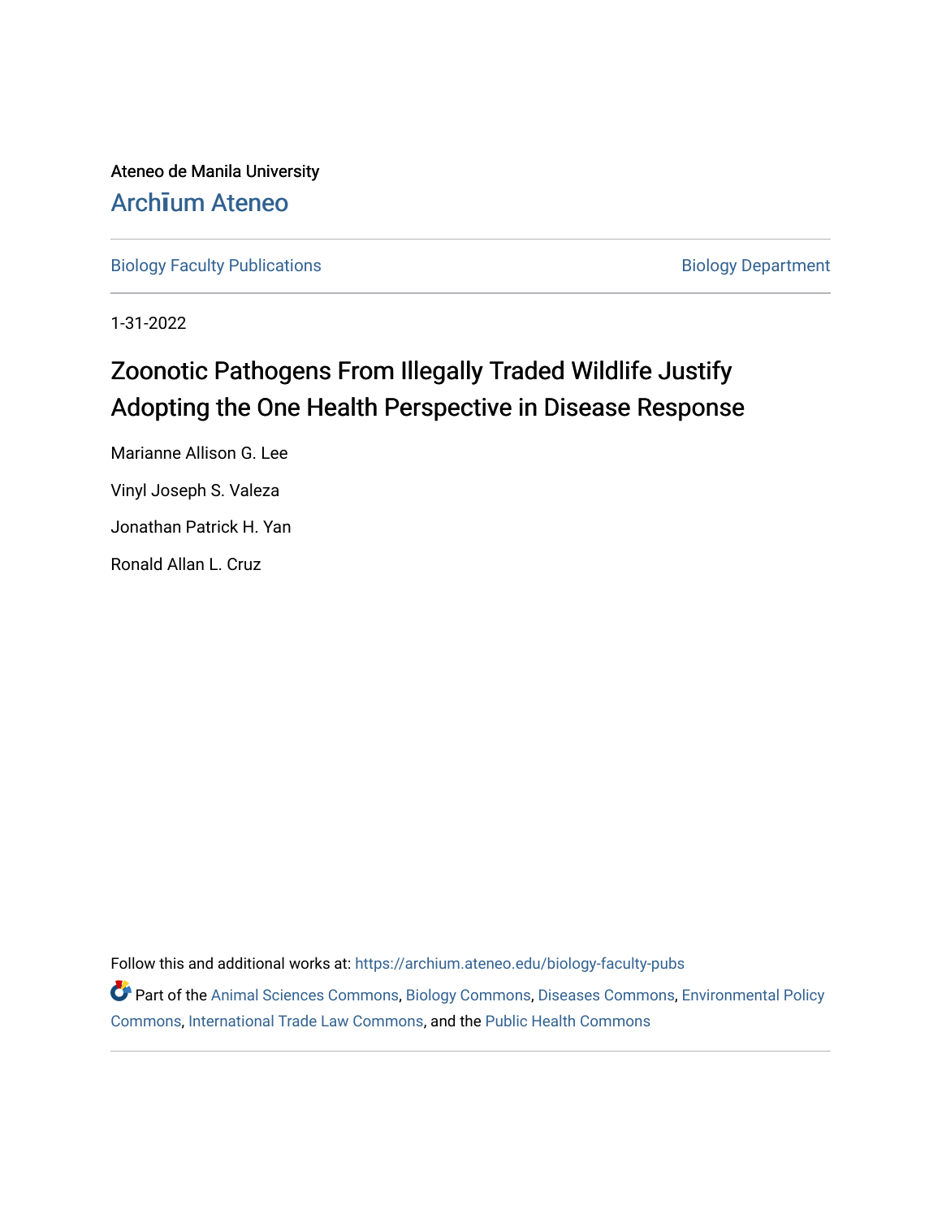Ateneo de Manila University

Archīum Ateneo

Biology Faculty Publications

Biology Department

1-31-2022

# Zoonotic Pathogens From Illegally Traded Wildlife Justify Adopting the One Health Perspective in Disease Response

Marianne Allison G. Lee

Vinyl Joseph S. Valeza

Jonathan Patrick H. Yan

Ronald Allan L. Cruz

Follow this and additional works at: https://archium.ateneo.edu/biology-faculty-pubs

Part of the Animal Sciences Commons, Biology Commons, Diseases Commons, Environmental Policy Commons, International Trade Law Commons, and the Public Health Commons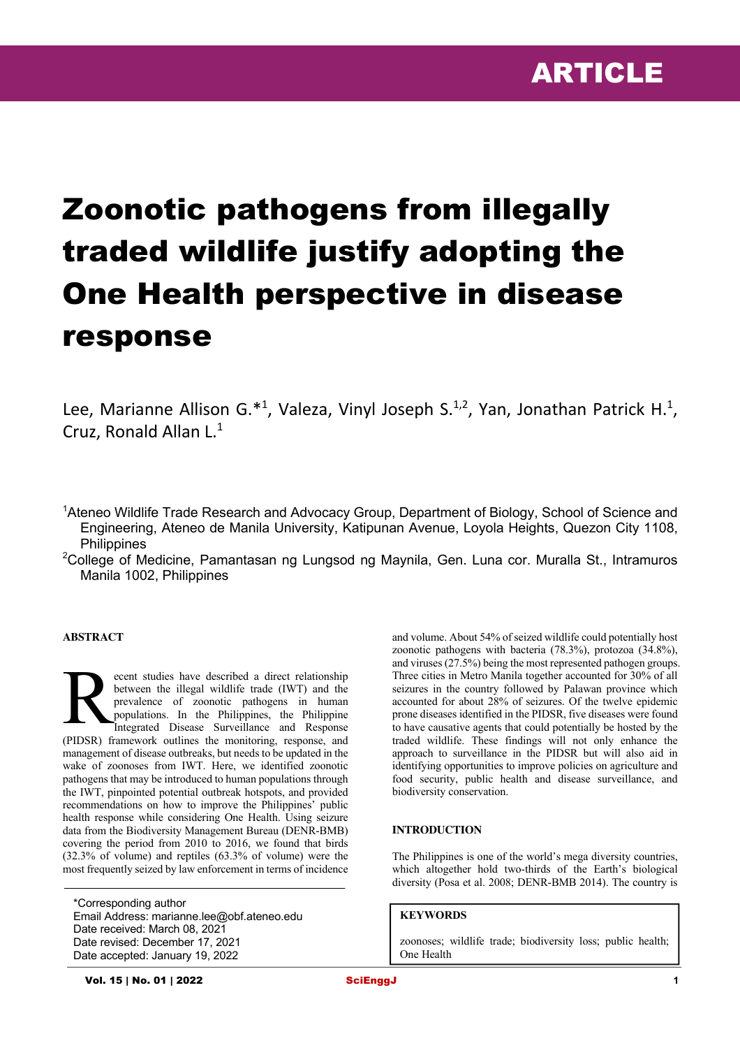ARTICLE

# Zoonotic pathogens from illegally traded wildlife justify adopting the One Health perspective in disease response

Lee, Marianne Allison G.*[1], Valeza, Vinyl Joseph S.[1,2], Yan, Jonathan Patrick H.[1], Cruz, Ronald Allan L.[1]

[1]Ateneo Wildlife Trade Research and Advocacy Group, Department of Biology, School of Science and Engineering, Ateneo de Manila University, Katipunan Avenue, Loyola Heights, Quezon City 1108, Philippines

[2]College of Medicine, Pamantasan ng Lungsod ng Maynila, Gen. Luna cor. Muralla St., Intramuros Manila 1002, Philippines

## ABSTRACT

Recent studies have described a direct relationship between the illegal wildlife trade (IWT) and the prevalence of zoonotic pathogens in human populations. In the Philippines, the Philippine Integrated Disease Surveillance and Response (PIDSR) framework outlines the monitoring, response, and management of disease outbreaks, but needs to be updated in the wake of zoonoses from IWT. Here, we identified zoonotic pathogens that may be introduced to human populations through the IWT, pinpointed potential outbreak hotspots, and provided recommendations on how to improve the Philippines' public health response while considering One Health. Using seizure data from the Biodiversity Management Bureau (DENR-BMB) covering the period from 2010 to 2016, we found that birds (32.3% of volume) and reptiles (63.3% of volume) were the most frequently seized by law enforcement in terms of incidence and volume. About 54% of seized wildlife could potentially host zoonotic pathogens with bacteria (78.3%), protozoa (34.8%), and viruses (27.5%) being the most represented pathogen groups. Three cities in Metro Manila together accounted for 30% of all seizures in the country followed by Palawan province which accounted for about 28% of seizures. Of the twelve epidemic prone diseases identified in the PIDSR, five diseases were found to have causative agents that could potentially be hosted by the traded wildlife. These findings will not only enhance the approach to surveillance in the PIDSR but will also aid in identifying opportunities to improve policies on agriculture and food security, public health and disease surveillance, and biodiversity conservation.

## KEYWORDS

zoonoses; wildlife trade; biodiversity loss; public health; One Health

## INTRODUCTION

The Philippines is one of the world's mega diversity countries, which altogether hold two-thirds of the Earth's biological diversity (Posa et al. 2008; DENR-BMB 2014). The country is

*Corresponding author
Email Address: marianne.lee@obf.ateneo.edu
Date received: March 08, 2021
Date revised: December 17, 2021
Date accepted: January 19, 2022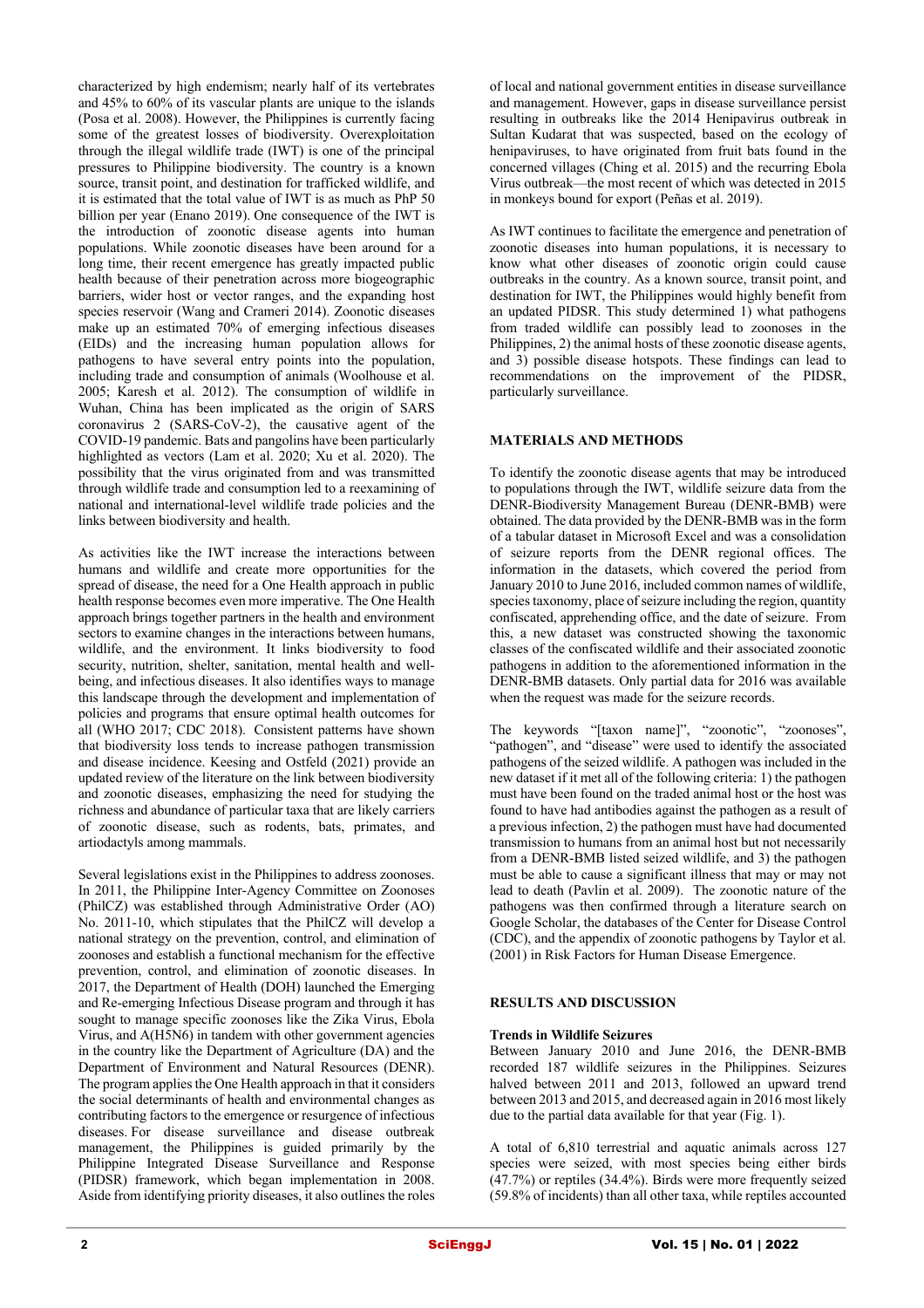characterized by high endemism; nearly half of its vertebrates and 45% to 60% of its vascular plants are unique to the islands (Posa et al. 2008). However, the Philippines is currently facing some of the greatest losses of biodiversity. Overexploitation through the illegal wildlife trade (IWT) is one of the principal pressures to Philippine biodiversity. The country is a known source, transit point, and destination for trafficked wildlife, and it is estimated that the total value of IWT is as much as PhP 50 billion per year (Enano 2019). One consequence of the IWT is the introduction of zoonotic disease agents into human populations. While zoonotic diseases have been around for a long time, their recent emergence has greatly impacted public health because of their penetration across more biogeographic barriers, wider host or vector ranges, and the expanding host species reservoir (Wang and Crameri 2014). Zoonotic diseases make up an estimated 70% of emerging infectious diseases (EIDs) and the increasing human population allows for pathogens to have several entry points into the population, including trade and consumption of animals (Woolhouse et al. 2005; Karesh et al. 2012). The consumption of wildlife in Wuhan, China has been implicated as the origin of SARS coronavirus 2 (SARS-CoV-2), the causative agent of the COVID-19 pandemic. Bats and pangolins have been particularly highlighted as vectors (Lam et al. 2020; Xu et al. 2020). The possibility that the virus originated from and was transmitted through wildlife trade and consumption led to a reexamining of national and international-level wildlife trade policies and the links between biodiversity and health.

As activities like the IWT increase the interactions between humans and wildlife and create more opportunities for the spread of disease, the need for a One Health approach in public health response becomes even more imperative. The One Health approach brings together partners in the health and environment sectors to examine changes in the interactions between humans, wildlife, and the environment. It links biodiversity to food security, nutrition, shelter, sanitation, mental health and well-being, and infectious diseases. It also identifies ways to manage this landscape through the development and implementation of policies and programs that ensure optimal health outcomes for all (WHO 2017; CDC 2018). Consistent patterns have shown that biodiversity loss tends to increase pathogen transmission and disease incidence. Keesing and Ostfeld (2021) provide an updated review of the literature on the link between biodiversity and zoonotic diseases, emphasizing the need for studying the richness and abundance of particular taxa that are likely carriers of zoonotic disease, such as rodents, bats, primates, and artiodactyls among mammals.

Several legislations exist in the Philippines to address zoonoses. In 2011, the Philippine Inter-Agency Committee on Zoonoses (PhilCZ) was established through Administrative Order (AO) No. 2011-10, which stipulates that the PhilCZ will develop a national strategy on the prevention, control, and elimination of zoonoses and establish a functional mechanism for the effective prevention, control, and elimination of zoonotic diseases. In 2017, the Department of Health (DOH) launched the Emerging and Re-emerging Infectious Disease program and through it has sought to manage specific zoonoses like the Zika Virus, Ebola Virus, and A(H5N6) in tandem with other government agencies in the country like the Department of Agriculture (DA) and the Department of Environment and Natural Resources (DENR). The program applies the One Health approach in that it considers the social determinants of health and environmental changes as contributing factors to the emergence or resurgence of infectious diseases. For disease surveillance and disease outbreak management, the Philippines is guided primarily by the Philippine Integrated Disease Surveillance and Response (PIDSR) framework, which began implementation in 2008. Aside from identifying priority diseases, it also outlines the roles of local and national government entities in disease surveillance and management. However, gaps in disease surveillance persist resulting in outbreaks like the 2014 Henipavirus outbreak in Sultan Kudarat that was suspected, based on the ecology of henipaviruses, to have originated from fruit bats found in the concerned villages (Ching et al. 2015) and the recurring Ebola Virus outbreak—the most recent of which was detected in 2015 in monkeys bound for export (Peñas et al. 2019).

As IWT continues to facilitate the emergence and penetration of zoonotic diseases into human populations, it is necessary to know what other diseases of zoonotic origin could cause outbreaks in the country. As a known source, transit point, and destination for IWT, the Philippines would highly benefit from an updated PIDSR. This study determined 1) what pathogens from traded wildlife can possibly lead to zoonoses in the Philippines, 2) the animal hosts of these zoonotic disease agents, and 3) possible disease hotspots. These findings can lead to recommendations on the improvement of the PIDSR, particularly surveillance.

## MATERIALS AND METHODS

To identify the zoonotic disease agents that may be introduced to populations through the IWT, wildlife seizure data from the DENR-Biodiversity Management Bureau (DENR-BMB) were obtained. The data provided by the DENR-BMB was in the form of a tabular dataset in Microsoft Excel and was a consolidation of seizure reports from the DENR regional offices. The information in the datasets, which covered the period from January 2010 to June 2016, included common names of wildlife, species taxonomy, place of seizure including the region, quantity confiscated, apprehending office, and the date of seizure. From this, a new dataset was constructed showing the taxonomic classes of the confiscated wildlife and their associated zoonotic pathogens in addition to the aforementioned information in the DENR-BMB datasets. Only partial data for 2016 was available when the request was made for the seizure records.

The keywords "[taxon name]", "zoonotic", "zoonoses", "pathogen", and "disease" were used to identify the associated pathogens of the seized wildlife. A pathogen was included in the new dataset if it met all of the following criteria: 1) the pathogen must have been found on the traded animal host or the host was found to have had antibodies against the pathogen as a result of a previous infection, 2) the pathogen must have had documented transmission to humans from an animal host but not necessarily from a DENR-BMB listed seized wildlife, and 3) the pathogen must be able to cause a significant illness that may or may not lead to death (Pavlin et al. 2009). The zoonotic nature of the pathogens was then confirmed through a literature search on Google Scholar, the databases of the Center for Disease Control (CDC), and the appendix of zoonotic pathogens by Taylor et al. (2001) in Risk Factors for Human Disease Emergence.

## RESULTS AND DISCUSSION

### Trends in Wildlife Seizures

Between January 2010 and June 2016, the DENR-BMB recorded 187 wildlife seizures in the Philippines. Seizures halved between 2011 and 2013, followed an upward trend between 2013 and 2015, and decreased again in 2016 most likely due to the partial data available for that year (Fig. 1).

A total of 6,810 terrestrial and aquatic animals across 127 species were seized, with most species being either birds (47.7%) or reptiles (34.4%). Birds were more frequently seized (59.8% of incidents) than all other taxa, while reptiles accounted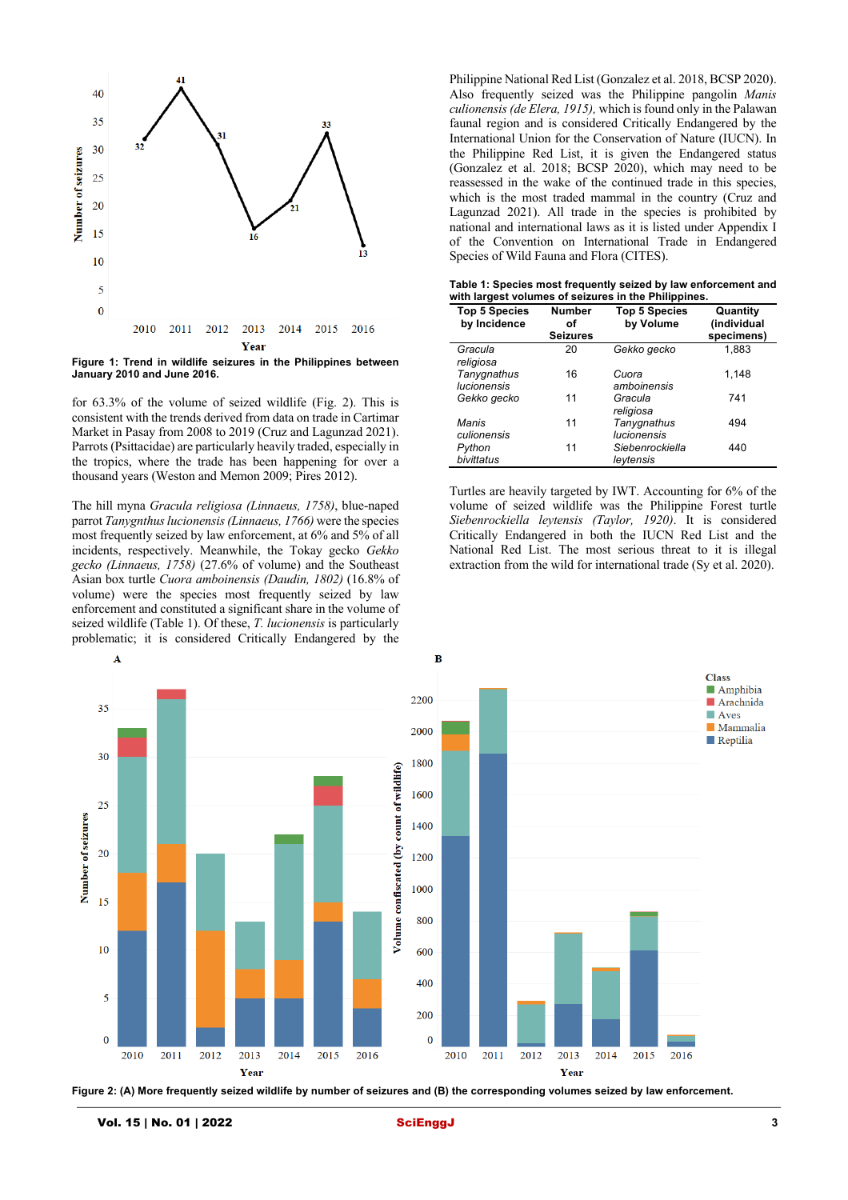Figure 1: Trend in wildlife seizures in the Philippines between January 2010 and June 2016.

for 63.3% of the volume of seized wildlife (Fig. 2). This is consistent with the trends derived from data on trade in Cartimar Market in Pasay from 2008 to 2019 (Cruz and Lagunzad 2021). Parrots (Psittacidae) are particularly heavily traded, especially in the tropics, where the trade has been happening for over a thousand years (Weston and Memon 2009; Pires 2012).

The hill myna *Gracula religiosa (Linnaeus, 1758)*, blue-naped parrot *Tanygnthus lucionensis (Linnaeus, 1766)* were the species most frequently seized by law enforcement, at 6% and 5% of all incidents, respectively. Meanwhile, the Tokay gecko *Gekko gecko (Linnaeus, 1758)* (27.6% of volume) and the Southeast Asian box turtle *Cuora amboinensis (Daudin, 1802)* (16.8% of volume) were the species most frequently seized by law enforcement and constituted a significant share in the volume of seized wildlife (Table 1). Of these, *T. lucionensis* is particularly problematic; it is considered Critically Endangered by the Philippine National Red List (Gonzalez et al. 2018, BCSP 2020). Also frequently seized was the Philippine pangolin *Manis culionensis (de Elera, 1915)*, which is found only in the Palawan faunal region and is considered Critically Endangered by the International Union for the Conservation of Nature (IUCN). In the Philippine Red List, it is given the Endangered status (Gonzalez et al. 2018; BCSP 2020), which may need to be reassessed in the wake of the continued trade in this species, which is the most traded mammal in the country (Cruz and Lagunzad 2021). All trade in the species is prohibited by national and international laws as it is listed under Appendix I of the Convention on International Trade in Endangered Species of Wild Fauna and Flora (CITES).

**Table 1: Species most frequently seized by law enforcement and with largest volumes of seizures in the Philippines.**

| Top 5 Species by Incidence | Number of Seizures | Top 5 Species by Volume | Quantity (individual specimens) |
|---|---|---|---|
| *Gracula religiosa* | 20 | *Gekko gecko* | 1,883 |
| *Tanygnathus lucionensis* | 16 | *Cuora amboinensis* | 1,148 |
| *Gekko gecko* | 11 | *Gracula religiosa* | 741 |
| *Manis culionensis* | 11 | *Tanygnathus lucionensis* | 494 |
| *Python bivittatus* | 11 | *Siebenrockiella leytensis* | 440 |

Turtles are heavily targeted by IWT. Accounting for 6% of the volume of seized wildlife was the Philippine Forest turtle *Siebenrockiella leytensis (Taylor, 1920)*. It is considered Critically Endangered in both the IUCN Red List and the National Red List. The most serious threat to it is illegal extraction from the wild for international trade (Sy et al. 2020).

Figure 2: (A) More frequently seized wildlife by number of seizures and (B) the corresponding volumes seized by law enforcement.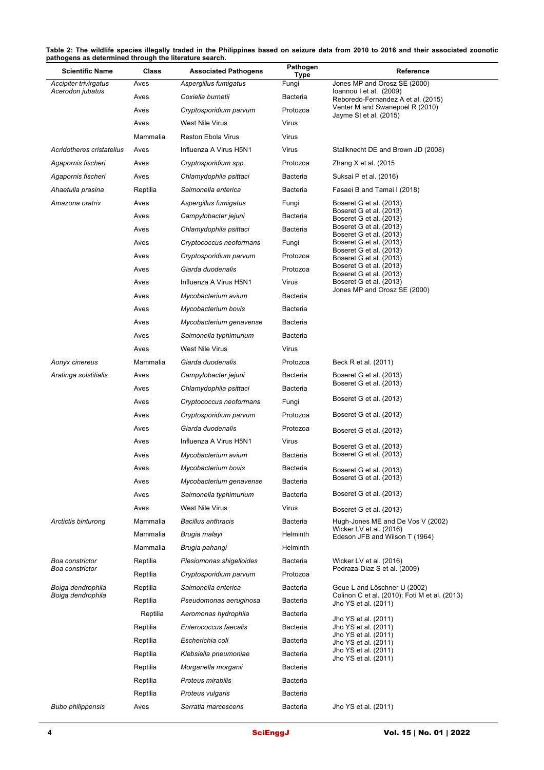**Table 2: The wildlife species illegally traded in the Philippines based on seizure data from 2010 to 2016 and their associated zoonotic pathogens as determined through the literature search.**

| Scientific Name | Class | Associated Pathogens | Pathogen Type | Reference |
|---|---|---|---|---|
| *Accipiter trivirgatus* | Aves | *Aspergillus fumigatus* | Fungi | Jones MP and Orosz SE (2000) |
| *Acerodon jubatus* | Aves | *Coxiella burnetii* | Bacteria | Ioannou I et al. (2009) |
| | Aves | *Cryptosporidium parvum* | Protozoa | Reboredo-Fernandez A et al. (2015) |
| | Aves | West Nile Virus | Virus | Venter M and Swanepoel R (2010) |
| | Mammalia | Reston Ebola Virus | Virus | Jayme SI et al. (2015) |
| *Acridotheres cristatellus* | Aves | Influenza A Virus H5N1 | Virus | Stallknecht DE and Brown JD (2008) |
| *Agapornis fischeri* | Aves | *Cryptosporidium spp.* | Protozoa | Zhang X et al. (2015 |
| *Agapornis fischeri* | Aves | *Chlamydophila psittaci* | Bacteria | Suksai P et al. (2016) |
| *Ahaetulla prasina* | Reptilia | *Salmonella enterica* | Bacteria | Fasaei B and Tamai I (2018) |
| *Amazona oratrix* | Aves | *Aspergillus fumigatus* | Fungi | Boseret G et al. (2013) |
| | Aves | *Campylobacter jejuni* | Bacteria | Boseret G et al. (2013) |
| | Aves | *Chlamydophila psittaci* | Bacteria | Boseret G et al. (2013) |
| | Aves | *Cryptococcus neoformans* | Fungi | Boseret G et al. (2013) |
| | Aves | *Cryptosporidium parvum* | Protozoa | Boseret G et al. (2013) |
| | Aves | *Giardia duodenalis* | Protozoa | Boseret G et al. (2013) |
| | Aves | Influenza A Virus H5N1 | Virus | Boseret G et al. (2013) |
| | Aves | *Mycobacterium avium* | Bacteria | Boseret G et al. (2013) |
| | Aves | *Mycobacterium bovis* | Bacteria | Boseret G et al. (2013) |
| | Aves | *Mycobacterium genavense* | Bacteria | Boseret G et al. (2013) |
| | Aves | *Salmonella typhimurium* | Bacteria | Boseret G et al. (2013) |
| | Aves | West Nile Virus | Virus | Jones MP and Orosz SE (2000) |
| *Aonyx cinereus* | Mammalia | *Giardia duodenalis* | Protozoa | Beck R et al. (2011) |
| *Aratinga solstitialis* | Aves | *Campylobacter jejuni* | Bacteria | Boseret G et al. (2013) |
| | Aves | *Chlamydophila psittaci* | Bacteria | Boseret G et al. (2013) |
| | Aves | *Cryptococcus neoformans* | Fungi | Boseret G et al. (2013) |
| | Aves | *Cryptosporidium parvum* | Protozoa | Boseret G et al. (2013) |
| | Aves | *Giardia duodenalis* | Protozoa | Boseret G et al. (2013) |
| | Aves | Influenza A Virus H5N1 | Virus | Boseret G et al. (2013) |
| | Aves | *Mycobacterium avium* | Bacteria | Boseret G et al. (2013) |
| | Aves | *Mycobacterium bovis* | Bacteria | Boseret G et al. (2013) |
| | Aves | *Mycobacterium genavense* | Bacteria | Boseret G et al. (2013) |
| | Aves | *Salmonella typhimurium* | Bacteria | Boseret G et al. (2013) |
| | Aves | West Nile Virus | Virus | Boseret G et al. (2013) |
| *Arctictis binturong* | Mammalia | *Bacillus anthracis* | Bacteria | Hugh-Jones ME and De Vos V (2002) |
| | Mammalia | *Brugia malayi* | Helminth | Wicker LV et al. (2016) |
| | Mammalia | *Brugia pahangi* | Helminth | Edeson JFB and Wilson T (1964) |
| *Boa constrictor* | Reptilia | *Plesiomonas shigelloides* | Bacteria | Wicker LV et al. (2016) |
| *Boa constrictor* | Reptilia | *Cryptosporidium parvum* | Protozoa | Pedraza-Diaz S et al. (2009) |
| *Boiga dendrophila* | Reptilia | *Salmonella enterica* | Bacteria | Geue L and Löschner U (2002) |
| *Boiga dendrophila* | Reptilia | *Pseudomonas aeruginosa* | Bacteria | Colinon C et al. (2010); Foti M et al. (2013) |
| | Reptilia | *Aeromonas hydrophila* | Bacteria | Jho YS et al. (2011) |
| | Reptilia | *Enterococcus faecalis* | Bacteria | Jho YS et al. (2011) |
| | Reptilia | *Escherichia coli* | Bacteria | Jho YS et al. (2011) |
| | Reptilia | *Klebsiella pneumoniae* | Bacteria | Jho YS et al. (2011) |
| | Reptilia | *Morganella morganii* | Bacteria | Jho YS et al. (2011) |
| | Reptilia | *Proteus mirabilis* | Bacteria | Jho YS et al. (2011) |
| | Reptilia | *Proteus vulgaris* | Bacteria | Jho YS et al. (2011) |
| *Bubo philippensis* | Aves | *Serratia marcescens* | Bacteria | Jho YS et al. (2011) |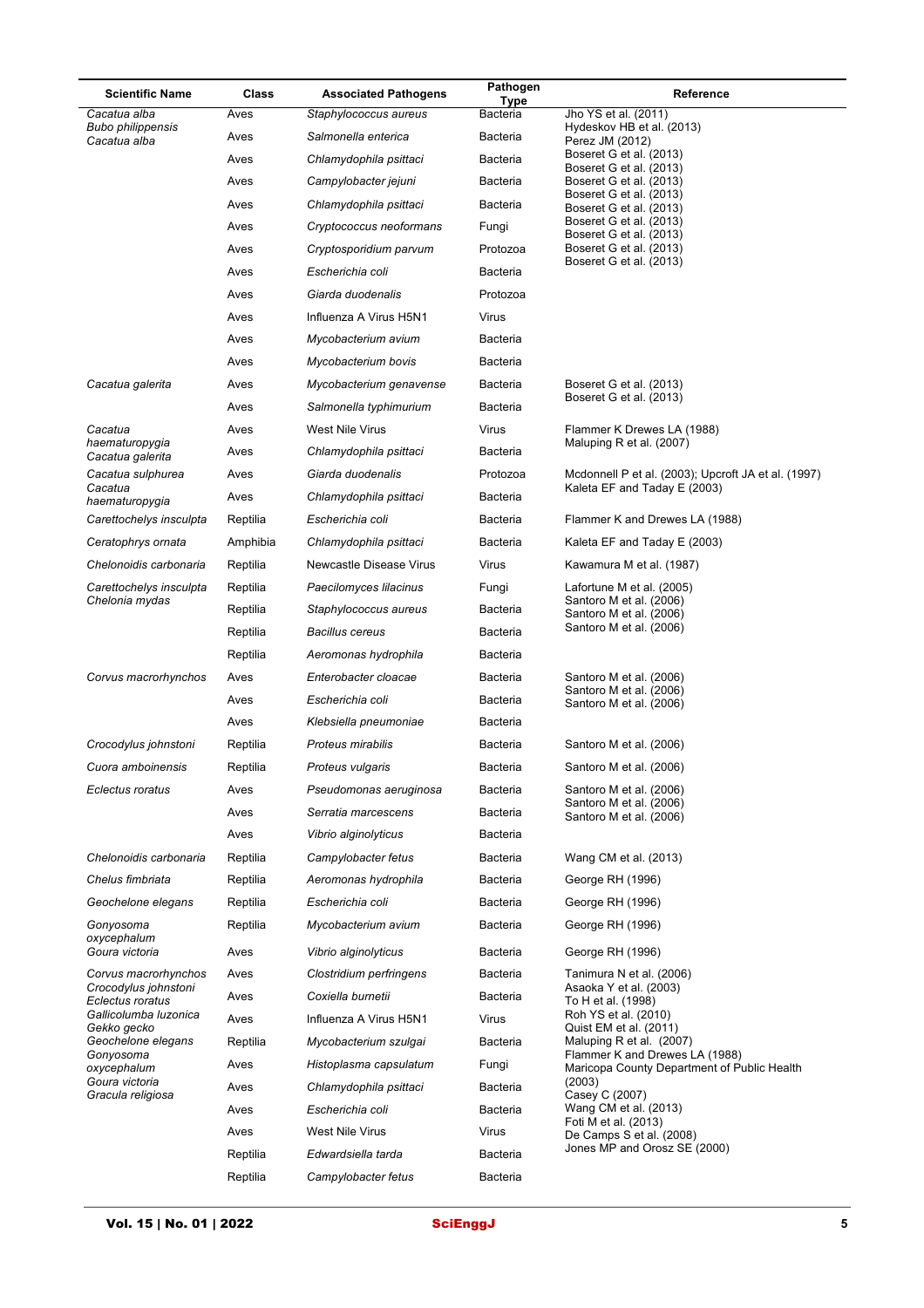| Scientific Name | Class | Associated Pathogens | Pathogen Type | Reference |
|---|---|---|---|---|
| *Cacatua alba* | Aves | *Staphylococcus aureus* | Bacteria | Jho YS et al. (2011) |
| *Bubo philippensis* | Aves | *Salmonella enterica* | Bacteria | Hydeskov HB et al. (2013) |
| *Cacatua alba* | Aves | *Chlamydophila psittaci* | Bacteria | Perez JM (2012) |
| | Aves | *Campylobacter jejuni* | Bacteria | Boseret G et al. (2013) |
| | Aves | *Chlamydophila psittaci* | Bacteria | Boseret G et al. (2013) |
| | Aves | *Cryptococcus neoformans* | Fungi | Boseret G et al. (2013) |
| | Aves | *Cryptosporidium parvum* | Protozoa | Boseret G et al. (2013) |
| | Aves | *Escherichia coli* | Bacteria | Boseret G et al. (2013) |
| | Aves | *Giarda duodenalis* | Protozoa | Boseret G et al. (2013) |
| | Aves | Influenza A Virus H5N1 | Virus | Boseret G et al. (2013) |
| | Aves | *Mycobacterium avium* | Bacteria | Boseret G et al. (2013) |
| | Aves | *Mycobacterium bovis* | Bacteria | Boseret G et al. (2013) |
| *Cacatua galerita* | Aves | *Mycobacterium genavense* | Bacteria | Boseret G et al. (2013) |
| | Aves | *Salmonella typhimurium* | Bacteria | Boseret G et al. (2013) |
| *Cacatua haematuropygia* | Aves | West Nile Virus | Virus | Flammer K Drewes LA (1988) |
| *Cacatua galerita* | Aves | *Chlamydophila psittaci* | Bacteria | Maluping R et al. (2007) |
| *Cacatua sulphurea* | Aves | *Giarda duodenalis* | Protozoa | Mcdonnell P et al. (2003); Upcroft JA et al. (1997) |
| *Cacatua haematuropygia* | Aves | *Chlamydophila psittaci* | Bacteria | Kaleta EF and Taday E (2003) |
| *Carettochelys insculpta* | Reptilia | *Escherichia coli* | Bacteria | Flammer K and Drewes LA (1988) |
| *Ceratophrys ornata* | Amphibia | *Chlamydophila psittaci* | Bacteria | Kaleta EF and Taday E (2003) |
| *Chelonoidis carbonaria* | Reptilia | Newcastle Disease Virus | Virus | Kawamura M et al. (1987) |
| *Carettochelys insculpta* | Reptilia | *Paecilomyces lilacinus* | Fungi | Lafortune M et al. (2005) |
| *Chelonia mydas* | Reptilia | *Staphylococcus aureus* | Bacteria | Santoro M et al. (2006) |
| | Reptilia | *Bacillus cereus* | Bacteria | Santoro M et al. (2006) |
| | Reptilia | *Aeromonas hydrophila* | Bacteria | Santoro M et al. (2006) |
| *Corvus macrorhynchos* | Aves | *Enterobacter cloacae* | Bacteria | Santoro M et al. (2006) |
| | Aves | *Escherichia coli* | Bacteria | Santoro M et al. (2006) |
| | Aves | *Klebsiella pneumoniae* | Bacteria | Santoro M et al. (2006) |
| *Crocodylus johnstoni* | Reptilia | *Proteus mirabilis* | Bacteria | Santoro M et al. (2006) |
| *Cuora amboinensis* | Reptilia | *Proteus vulgaris* | Bacteria | Santoro M et al. (2006) |
| *Eclectus roratus* | Aves | *Pseudomonas aeruginosa* | Bacteria | Santoro M et al. (2006) |
| | Aves | *Serratia marcescens* | Bacteria | Santoro M et al. (2006) |
| | Aves | *Vibrio alginolyticus* | Bacteria | Santoro M et al. (2006) |
| *Chelonoidis carbonaria* | Reptilia | *Campylobacter fetus* | Bacteria | Wang CM et al. (2013) |
| *Chelus fimbriata* | Reptilia | *Aeromonas hydrophila* | Bacteria | George RH (1996) |
| *Geochelone elegans* | Reptilia | *Escherichia coli* | Bacteria | George RH (1996) |
| *Gonyosoma oxycephalum* | Reptilia | *Mycobacterium avium* | Bacteria | George RH (1996) |
| *Goura victoria* | Aves | *Vibrio alginolyticus* | Bacteria | George RH (1996) |
| *Corvus macrorhynchos* | Aves | *Clostridium perfringens* | Bacteria | Tanimura N et al. (2006) |
| *Crocodylus johnstoni* | Aves | *Coxiella burnetii* | Bacteria | Asaoka Y et al. (2003) |
| *Eclectus roratus* | Aves | Influenza A Virus H5N1 | Virus | To H et al. (1998) |
| *Gallicolumba luzonica* | Reptilia | *Mycobacterium szulgai* | Bacteria | Roh YS et al. (2010) |
| *Gekko gecko* | Aves | *Histoplasma capsulatum* | Fungi | Quist EM et al. (2011) |
| *Geochelone elegans* | Aves | *Chlamydophila psittaci* | Bacteria | Maluping R et al. (2007) |
| *Gonyosoma oxycephalum* | Aves | *Escherichia coli* | Bacteria | Flammer K and Drewes LA (1988) |
| *Goura victoria* | Aves | West Nile Virus | Virus | Maricopa County Department of Public Health (2003) |
| *Gracula religiosa* | Reptilia | *Edwardsiella tarda* | Bacteria | Casey C (2007) |
| | Reptilia | *Campylobacter fetus* | Bacteria | Wang CM et al. (2013) |
| | | | | Foti M et al. (2013) |
| | | | | De Camps S et al. (2008) |
| | | | | Jones MP and Orosz SE (2000) |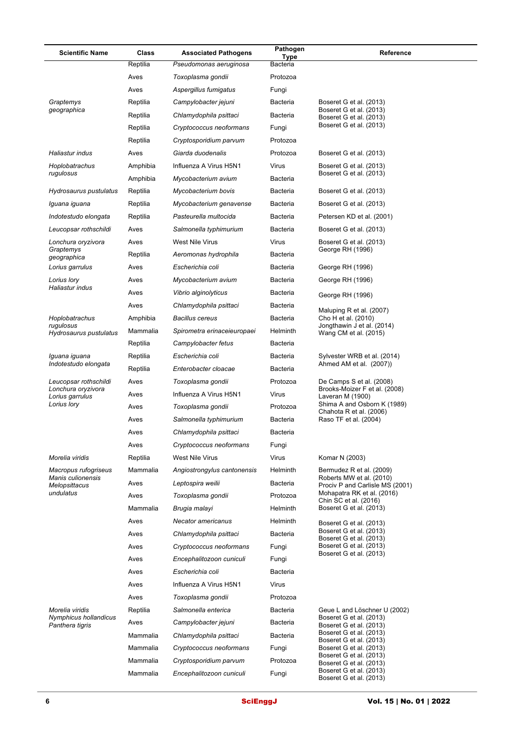| Scientific Name | Class | Associated Pathogens | Pathogen Type | Reference |
|---|---|---|---|---|
| | Reptilia | *Pseudomonas aeruginosa* | Bacteria | |
| | Aves | *Toxoplasma gondii* | Protozoa | |
| | Aves | *Aspergillus fumigatus* | Fungi | |
| *Graptemys geographica* | Reptilia | *Campylobacter jejuni* | Bacteria | Boseret G et al. (2013) |
| | Reptilia | *Chlamydophila psittaci* | Bacteria | Boseret G et al. (2013) Boseret G et al. (2013) |
| | Reptilia | *Cryptococcus neoformans* | Fungi | Boseret G et al. (2013) |
| | Reptilia | *Cryptosporidium parvum* | Protozoa | |
| *Haliastur indus* | Aves | *Giarda duodenalis* | Protozoa | Boseret G et al. (2013) |
| *Hoplobatrachus rugulosus* | Amphibia | Influenza A Virus H5N1 | Virus | Boseret G et al. (2013) |
| | Amphibia | *Mycobacterium avium* | Bacteria | Boseret G et al. (2013) |
| *Hydrosaurus pustulatus* | Reptilia | *Mycobacterium bovis* | Bacteria | Boseret G et al. (2013) |
| *Iguana iguana* | Reptilia | *Mycobacterium genavense* | Bacteria | Boseret G et al. (2013) |
| *Indotestudo elongata* | Reptilia | *Pasteurella multocida* | Bacteria | Petersen KD et al. (2001) |
| *Leucopsar rothschildi* | Aves | *Salmonella typhimurium* | Bacteria | Boseret G et al. (2013) |
| *Lonchura oryzivora* | Aves | West Nile Virus | Virus | Boseret G et al. (2013) |
| *Graptemys geographica* | Reptilia | *Aeromonas hydrophila* | Bacteria | George RH (1996) |
| *Lorius garrulus* | Aves | *Escherichia coli* | Bacteria | George RH (1996) |
| *Lorius lory* | Aves | *Mycobacterium avium* | Bacteria | George RH (1996) |
| *Haliastur indus* | Aves | *Vibrio alginolyticus* | Bacteria | George RH (1996) |
| | Aves | *Chlamydophila psittaci* | Bacteria | Maluping R et al. (2007) |
| *Hoplobatrachus rugulosus* | Amphibia | *Bacillus cereus* | Bacteria | Cho H et al. (2010) |
| *Hydrosaurus pustulatus* | Mammalia | *Spirometra erinaceieuropaei* | Helminth | Jongthawin J et al. (2014) Wang CM et al. (2015) |
| | Reptilia | *Campylobacter fetus* | Bacteria | |
| *Iguana iguana* | Reptilia | *Escherichia coli* | Bacteria | Sylvester WRB et al. (2014) |
| *Indotestudo elongata* | Reptilia | *Enterobacter cloacae* | Bacteria | Ahmed AM et al. (2007)) |
| *Leucopsar rothschildi* | Aves | *Toxoplasma gondii* | Protozoa | De Camps S et al. (2008) |
| *Lonchura oryzivora* *Lorius garrulus* | Aves | Influenza A Virus H5N1 | Virus | Brooks-Moizer F et al. (2008) Laveran M (1900) |
| *Lorius lory* | Aves | *Toxoplasma gondii* | Protozoa | Shima A and Osborn K (1989) Chahota R et al. (2006) |
| | Aves | *Salmonella typhimurium* | Bacteria | Raso TF et al. (2004) |
| | Aves | *Chlamydophila psittaci* | Bacteria | |
| | Aves | *Cryptococcus neoformans* | Fungi | |
| *Morelia viridis* | Reptilia | West Nile Virus | Virus | Komar N (2003) |
| *Macropus rufogriseus* | Mammalia | *Angiostrongylus cantonensis* | Helminth | Bermudez R et al. (2009) |
| *Manis culionensis* *Melopsittacus undulatus* | Aves | *Leptospira weilii* | Bacteria | Roberts MW et al. (2010) Prociv P and Carlisle MS (2001) |
| | Aves | *Toxoplasma gondii* | Protozoa | Mohapatra RK et al. (2016) Chin SC et al. (2016) |
| | Mammalia | *Brugia malayi* | Helminth | Boseret G et al. (2013) |
| | Aves | *Necator americanus* | Helminth | Boseret G et al. (2013) |
| | Aves | *Chlamydophila psittaci* | Bacteria | Boseret G et al. (2013) Boseret G et al. (2013) |
| | Aves | *Cryptococcus neoformans* | Fungi | Boseret G et al. (2013) |
| | Aves | *Encephalitozoon cuniculi* | Fungi | Boseret G et al. (2013) |
| | Aves | *Escherichia coli* | Bacteria | |
| | Aves | Influenza A Virus H5N1 | Virus | |
| | Aves | *Toxoplasma gondii* | Protozoa | |
| *Morelia viridis* | Reptilia | *Salmonella enterica* | Bacteria | Geue L and Löschner U (2002) |
| *Nymphicus hollandicus* *Panthera tigris* | Aves | *Campylobacter jejuni* | Bacteria | Boseret G et al. (2013) Boseret G et al. (2013) |
| | Mammalia | *Chlamydophila psittaci* | Bacteria | Boseret G et al. (2013) Boseret G et al. (2013) |
| | Mammalia | *Cryptococcus neoformans* | Fungi | Boseret G et al. (2013) |
| | Mammalia | *Cryptosporidium parvum* | Protozoa | Boseret G et al. (2013) Boseret G et al. (2013) |
| | Mammalia | *Encephalitozoon cuniculi* | Fungi | Boseret G et al. (2013) Boseret G et al. (2013) |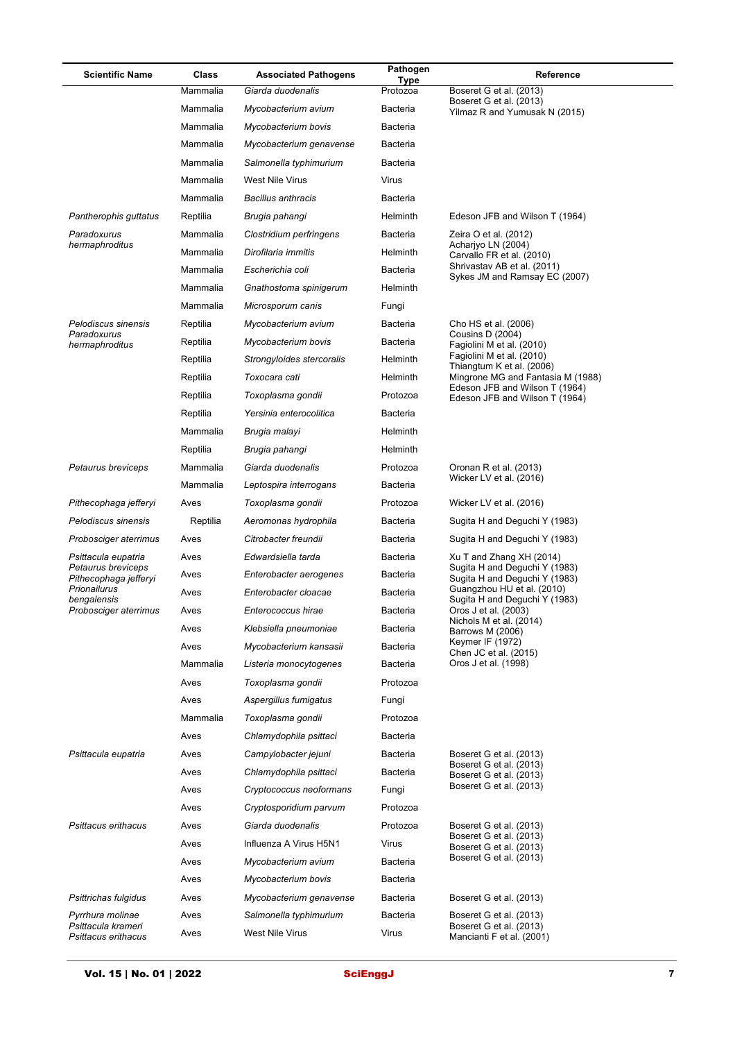| Scientific Name | Class | Associated Pathogens | Pathogen Type | Reference |
|---|---|---|---|---|
| | Mammalia | *Giarda duodenalis* | Protozoa | Boseret G et al. (2013) |
| | Mammalia | *Mycobacterium avium* | Bacteria | Boseret G et al. (2013) Yilmaz R and Yumusak N (2015) |
| | Mammalia | *Mycobacterium bovis* | Bacteria | |
| | Mammalia | *Mycobacterium genavense* | Bacteria | |
| | Mammalia | *Salmonella typhimurium* | Bacteria | |
| | Mammalia | West Nile Virus | Virus | |
| | Mammalia | *Bacillus anthracis* | Bacteria | |
| *Pantherophis guttatus* | Reptilia | *Brugia pahangi* | Helminth | Edeson JFB and Wilson T (1964) |
| *Paradoxurus hermaphroditus* | Mammalia | *Clostridium perfringens* | Bacteria | Zeira O et al. (2012) |
| | Mammalia | *Dirofilaria immitis* | Helminth | Acharjyo LN (2004) Carvallo FR et al. (2010) |
| | Mammalia | *Escherichia coli* | Bacteria | Shrivastav AB et al. (2011) Sykes JM and Ramsay EC (2007) |
| | Mammalia | *Gnathostoma spinigerum* | Helminth | |
| | Mammalia | *Microsporum canis* | Fungi | |
| *Pelodiscus sinensis* | Reptilia | *Mycobacterium avium* | Bacteria | Cho HS et al. (2006) |
| *Paradoxurus hermaphroditus* | Reptilia | *Mycobacterium bovis* | Bacteria | Cousins D (2004) Fagiolini M et al. (2010) |
| | Reptilia | *Strongyloides stercoralis* | Helminth | Fagiolini M et al. (2010) Thiangtum K et al. (2006) |
| | Reptilia | *Toxocara cati* | Helminth | Mingrone MG and Fantasia M (1988) |
| | Reptilia | *Toxoplasma gondii* | Protozoa | Edeson JFB and Wilson T (1964) Edeson JFB and Wilson T (1964) |
| | Reptilia | *Yersinia enterocolitica* | Bacteria | |
| | Mammalia | *Brugia malayi* | Helminth | |
| | Reptilia | *Brugia pahangi* | Helminth | |
| *Petaurus breviceps* | Mammalia | *Giarda duodenalis* | Protozoa | Oronan R et al. (2013) |
| | Mammalia | *Leptospira interrogans* | Bacteria | Wicker LV et al. (2016) |
| *Pithecophaga jefferyi* | Aves | *Toxoplasma gondii* | Protozoa | Wicker LV et al. (2016) |
| *Pelodiscus sinensis* | Reptilia | *Aeromonas hydrophila* | Bacteria | Sugita H and Deguchi Y (1983) |
| *Probosciger aterrimus* | Aves | *Citrobacter freundii* | Bacteria | Sugita H and Deguchi Y (1983) |
| *Psittacula eupatria* | Aves | *Edwardsiella tarda* | Bacteria | Xu T and Zhang XH (2014) |
| *Petaurus breviceps* *Pithecophaga jefferyi* | Aves | *Enterobacter aerogenes* | Bacteria | Sugita H and Deguchi Y (1983) Sugita H and Deguchi Y (1983) |
| *Prionailurus bengalensis* | Aves | *Enterobacter cloacae* | Bacteria | Guangzhou HU et al. (2010) Sugita H and Deguchi Y (1983) |
| *Probosciger aterrimus* | Aves | *Enterococcus hirae* | Bacteria | Oros J et al. (2003) |
| | Aves | *Klebsiella pneumoniae* | Bacteria | Nichols M et al. (2014) Barrows M (2006) |
| | Aves | *Mycobacterium kansasii* | Bacteria | Keymer IF (1972) Chen JC et al. (2015) |
| | Mammalia | *Listeria monocytogenes* | Bacteria | Oros J et al. (1998) |
| | Aves | *Toxoplasma gondii* | Protozoa | |
| | Aves | *Aspergillus fumigatus* | Fungi | |
| | Mammalia | *Toxoplasma gondii* | Protozoa | |
| | Aves | *Chlamydophila psittaci* | Bacteria | |
| *Psittacula eupatria* | Aves | *Campylobacter jejuni* | Bacteria | Boseret G et al. (2013) |
| | Aves | *Chlamydophila psittaci* | Bacteria | Boseret G et al. (2013) Boseret G et al. (2013) |
| | Aves | *Cryptococcus neoformans* | Fungi | Boseret G et al. (2013) |
| | Aves | *Cryptosporidium parvum* | Protozoa | |
| *Psittacus erithacus* | Aves | *Giarda duodenalis* | Protozoa | Boseret G et al. (2013) |
| | Aves | Influenza A Virus H5N1 | Virus | Boseret G et al. (2013) Boseret G et al. (2013) |
| | Aves | *Mycobacterium avium* | Bacteria | Boseret G et al. (2013) |
| | Aves | *Mycobacterium bovis* | Bacteria | |
| *Psittrichas fulgidus* | Aves | *Mycobacterium genavense* | Bacteria | Boseret G et al. (2013) |
| *Pyrrhura molinae* | Aves | *Salmonella typhimurium* | Bacteria | Boseret G et al. (2013) |
| *Psittacula krameri* *Psittacus erithacus* | Aves | West Nile Virus | Virus | Boseret G et al. (2013) Mancianti F et al. (2001) |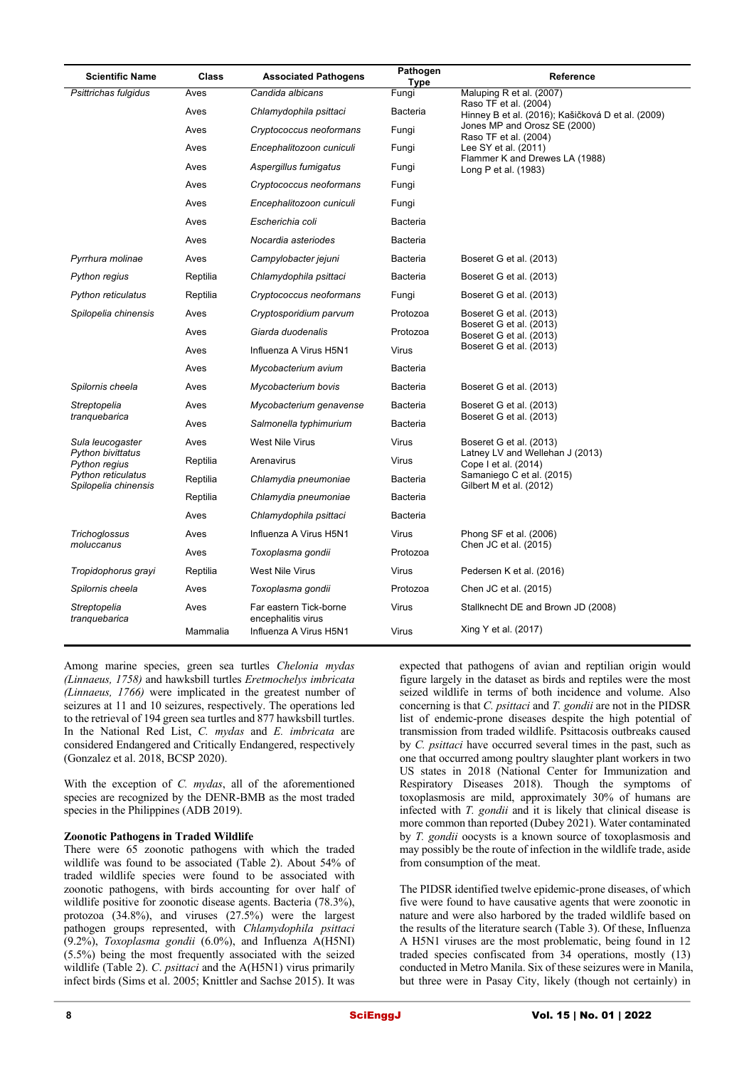| Scientific Name | Class | Associated Pathogens | Pathogen Type | Reference |
|---|---|---|---|---|
| *Psittrichas fulgidus* | Aves | *Candida albicans* | Fungi | Maluping R et al. (2007) |
| | Aves | *Chlamydophila psittaci* | Bacteria | Raso TF et al. (2004) Hinney B et al. (2016); Kašičková D et al. (2009) |
| | Aves | *Cryptococcus neoformans* | Fungi | Jones MP and Orosz SE (2000) Raso TF et al. (2004) |
| | Aves | *Encephalitozoon cuniculi* | Fungi | Lee SY et al. (2011) |
| | Aves | *Aspergillus fumigatus* | Fungi | Flammer K and Drewes LA (1988) Long P et al. (1983) |
| | Aves | *Cryptococcus neoformans* | Fungi | |
| | Aves | *Encephalitozoon cuniculi* | Fungi | |
| | Aves | *Escherichia coli* | Bacteria | |
| | Aves | *Nocardia asteriodes* | Bacteria | |
| *Pyrrhura molinae* | Aves | *Campylobacter jejuni* | Bacteria | Boseret G et al. (2013) |
| *Python regius* | Reptilia | *Chlamydophila psittaci* | Bacteria | Boseret G et al. (2013) |
| *Python reticulatus* | Reptilia | *Cryptococcus neoformans* | Fungi | Boseret G et al. (2013) |
| *Spilopelia chinensis* | Aves | *Cryptosporidium parvum* | Protozoa | Boseret G et al. (2013) |
| | Aves | *Giarda duodenalis* | Protozoa | Boseret G et al. (2013) Boseret G et al. (2013) |
| | Aves | Influenza A Virus H5N1 | Virus | Boseret G et al. (2013) |
| | Aves | *Mycobacterium avium* | Bacteria | |
| *Spilornis cheela* | Aves | *Mycobacterium bovis* | Bacteria | Boseret G et al. (2013) |
| *Streptopelia tranquebarica* | Aves | *Mycobacterium genavense* | Bacteria | Boseret G et al. (2013) |
| | Aves | *Salmonella typhimurium* | Bacteria | Boseret G et al. (2013) |
| *Sula leucogaster* | Aves | West Nile Virus | Virus | Boseret G et al. (2013) |
| *Python bivittatus* *Python regius* | Reptilia | Arenavirus | Virus | Latney LV and Wellehan J (2013) Cope I et al. (2014) |
| *Python reticulatus* *Spilopelia chinensis* | Reptilia | *Chlamydia pneumoniae* | Bacteria | Samaniego C et al. (2015) Gilbert M et al. (2012) |
| | Reptilia | *Chlamydia pneumoniae* | Bacteria | |
| | Aves | *Chlamydophila psittaci* | Bacteria | |
| *Trichoglossus moluccanus* | Aves | Influenza A Virus H5N1 | Virus | Phong SF et al. (2006) |
| | Aves | *Toxoplasma gondii* | Protozoa | Chen JC et al. (2015) |
| *Tropidophorus grayi* | Reptilia | West Nile Virus | Virus | Pedersen K et al. (2016) |
| *Spilornis cheela* | Aves | *Toxoplasma gondii* | Protozoa | Chen JC et al. (2015) |
| *Streptopelia tranquebarica* | Aves | Far eastern Tick-borne encephalitis virus | Virus | Stallknecht DE and Brown JD (2008) |
| | Mammalia | Influenza A Virus H5N1 | Virus | Xing Y et al. (2017) |

Among marine species, green sea turtles *Chelonia mydas (Linnaeus, 1758)* and hawksbill turtles *Eretmochelys imbricata (Linnaeus, 1766)* were implicated in the greatest number of seizures at 11 and 10 seizures, respectively. The operations led to the retrieval of 194 green sea turtles and 877 hawksbill turtles. In the National Red List, *C. mydas* and *E. imbricata* are considered Endangered and Critically Endangered, respectively (Gonzalez et al. 2018, BCSP 2020).

With the exception of *C. mydas*, all of the aforementioned species are recognized by the DENR-BMB as the most traded species in the Philippines (ADB 2019).

**Zoonotic Pathogens in Traded Wildlife**

There were 65 zoonotic pathogens with which the traded wildlife was found to be associated (Table 2). About 54% of traded wildlife species were found to be associated with zoonotic pathogens, with birds accounting for over half of wildlife positive for zoonotic disease agents. Bacteria (78.3%), protozoa (34.8%), and viruses (27.5%) were the largest pathogen groups represented, with *Chlamydophila psittaci* (9.2%), *Toxoplasma gondii* (6.0%), and Influenza A(H5NI) (5.5%) being the most frequently associated with the seized wildlife (Table 2). *C. psittaci* and the A(H5N1) virus primarily infect birds (Sims et al. 2005; Knittler and Sachse 2015). It was expected that pathogens of avian and reptilian origin would figure largely in the dataset as birds and reptiles were the most seized wildlife in terms of both incidence and volume. Also concerning is that *C. psittaci* and *T. gondii* are not in the PIDSR list of endemic-prone diseases despite the high potential of transmission from traded wildlife. Psittacosis outbreaks caused by *C. psittaci* have occurred several times in the past, such as one that occurred among poultry slaughter plant workers in two US states in 2018 (National Center for Immunization and Respiratory Diseases 2018). Though the symptoms of toxoplasmosis are mild, approximately 30% of humans are infected with *T. gondii* and it is likely that clinical disease is more common than reported (Dubey 2021). Water contaminated by *T. gondii* oocysts is a known source of toxoplasmosis and may possibly be the route of infection in the wildlife trade, aside from consumption of the meat.

The PIDSR identified twelve epidemic-prone diseases, of which five were found to have causative agents that were zoonotic in nature and were also harbored by the traded wildlife based on the results of the literature search (Table 3). Of these, Influenza A H5N1 viruses are the most problematic, being found in 12 traded species confiscated from 34 operations, mostly (13) conducted in Metro Manila. Six of these seizures were in Manila, but three were in Pasay City, likely (though not certainly) in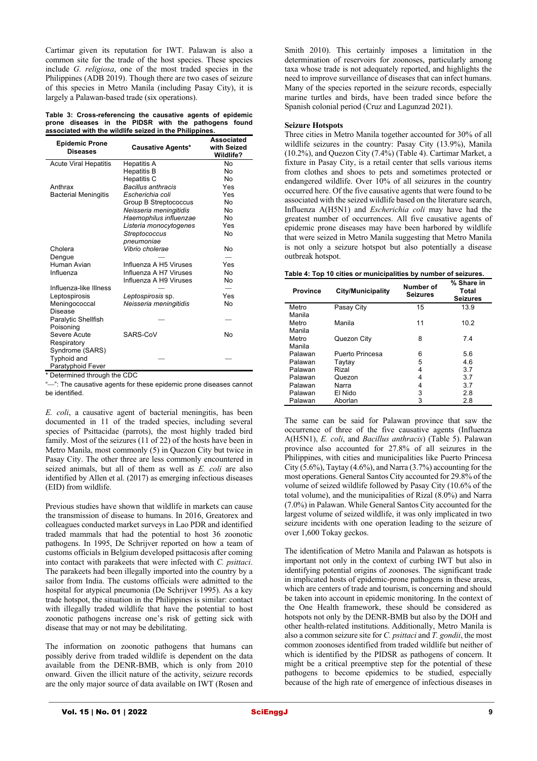Cartimar given its reputation for IWT. Palawan is also a common site for the trade of the host species. These species include *G. religiosa*, one of the most traded species in the Philippines (ADB 2019). Though there are two cases of seizure of this species in Metro Manila (including Pasay City), it is largely a Palawan-based trade (six operations).

**Table 3: Cross-referencing the causative agents of epidemic prone diseases in the PIDSR with the pathogens found associated with the wildlife seized in the Philippines.**

| Epidemic Prone Diseases | Causative Agents* | Associated with Seized Wildlife? |
|---|---|---|
| Acute Viral Hepatitis | Hepatitis A | No |
| | Hepatitis B | No |
| | Hepatitis C | No |
| Anthrax | *Bacillus anthracis* | Yes |
| Bacterial Meningitis | *Escherichia coli* | Yes |
| | Group B Streptococcus | No |
| | *Neisseria meningitidis* | No |
| | *Haemophilus influenzae* | No |
| | *Listeria monocytogenes* | Yes |
| | *Streptococcus pneumoniae* | No |
| Cholera | *Vibrio cholerae* | No |
| Dengue | — | — |
| Human Avian Influenza | Influenza A H5 Viruses | Yes |
| | Influenza A H7 Viruses | No |
| | Influenza A H9 Viruses | No |
| Influenza-like Illness | — | — |
| Leptospirosis | *Leptospirosis* sp. | Yes |
| Meningococcal Disease | *Neisseria meningitidis* | No |
| Paralytic Shellfish Poisoning | — | — |
| Severe Acute Respiratory Syndrome (SARS) | SARS-CoV | No |
| Typhoid and Paratyphoid Fever | — | — |

\* Determined through the CDC

"—": The causative agents for these epidemic prone diseases cannot be identified.

*E. coli*, a causative agent of bacterial meningitis, has been documented in 11 of the traded species, including several species of Psittacidae (parrots), the most highly traded bird family. Most of the seizures (11 of 22) of the hosts have been in Metro Manila, most commonly (5) in Quezon City but twice in Pasay City. The other three are less commonly encountered in seized animals, but all of them as well as *E. coli* are also identified by Allen et al. (2017) as emerging infectious diseases (EID) from wildlife.

Previous studies have shown that wildlife in markets can cause the transmission of disease to humans. In 2016, Greatorex and colleagues conducted market surveys in Lao PDR and identified traded mammals that had the potential to host 36 zoonotic pathogens. In 1995, De Schrijver reported on how a team of customs officials in Belgium developed psittacosis after coming into contact with parakeets that were infected with *C. psittaci*. The parakeets had been illegally imported into the country by a sailor from India. The customs officials were admitted to the hospital for atypical pneumonia (De Schrijver 1995). As a key trade hotspot, the situation in the Philippines is similar: contact with illegally traded wildlife that have the potential to host zoonotic pathogens increase one's risk of getting sick with disease that may or may not be debilitating.

The information on zoonotic pathogens that humans can possibly derive from traded wildlife is dependent on the data available from the DENR-BMB, which is only from 2010 onward. Given the illicit nature of the activity, seizure records are the only major source of data available on IWT (Rosen and Smith 2010). This certainly imposes a limitation in the determination of reservoirs for zoonoses, particularly among taxa whose trade is not adequately reported, and highlights the need to improve surveillance of diseases that can infect humans. Many of the species reported in the seizure records, especially marine turtles and birds, have been traded since before the Spanish colonial period (Cruz and Lagunzad 2021).

**Seizure Hotspots**

Three cities in Metro Manila together accounted for 30% of all wildlife seizures in the country: Pasay City (13.9%), Manila (10.2%), and Quezon City (7.4%) (Table 4). Cartimar Market, a fixture in Pasay City, is a retail center that sells various items from clothes and shoes to pets and sometimes protected or endangered wildlife. Over 10% of all seizures in the country occurred here. Of the five causative agents that were found to be associated with the seized wildlife based on the literature search, Influenza A(H5N1) and *Escherichia coli* may have had the greatest number of occurrences. All five causative agents of epidemic prone diseases may have been harbored by wildlife that were seized in Metro Manila suggesting that Metro Manila is not only a seizure hotspot but also potentially a disease outbreak hotspot.

**Table 4: Top 10 cities or municipalities by number of seizures.**

| Province | City/Municipality | Number of Seizures | % Share in Total Seizures |
|---|---|---|---|
| Metro Manila | Pasay City | 15 | 13.9 |
| Metro Manila | Manila | 11 | 10.2 |
| Metro Manila | Quezon City | 8 | 7.4 |
| Palawan | Puerto Princesa | 6 | 5.6 |
| Palawan | Taytay | 5 | 4.6 |
| Palawan | Rizal | 4 | 3.7 |
| Palawan | Quezon | 4 | 3.7 |
| Palawan | Narra | 4 | 3.7 |
| Palawan | El Nido | 3 | 2.8 |
| Palawan | Aborlan | 3 | 2.8 |

The same can be said for Palawan province that saw the occurrence of three of the five causative agents (Influenza A(H5N1), *E. coli*, and *Bacillus anthracis*) (Table 5). Palawan province also accounted for 27.8% of all seizures in the Philippines, with cities and municipalities like Puerto Princesa City (5.6%), Taytay (4.6%), and Narra (3.7%) accounting for the most operations. General Santos City accounted for 29.8% of the volume of seized wildlife followed by Pasay City (10.6% of the total volume), and the municipalities of Rizal (8.0%) and Narra (7.0%) in Palawan. While General Santos City accounted for the largest volume of seized wildlife, it was only implicated in two seizure incidents with one operation leading to the seizure of over 1,600 Tokay geckos.

The identification of Metro Manila and Palawan as hotspots is important not only in the context of curbing IWT but also in identifying potential origins of zoonoses. The significant trade in implicated hosts of epidemic-prone pathogens in these areas, which are centers of trade and tourism, is concerning and should be taken into account in epidemic monitoring. In the context of the One Health framework, these should be considered as hotspots not only by the DENR-BMB but also by the DOH and other health-related institutions. Additionally, Metro Manila is also a common seizure site for *C. psittaci* and *T. gondii*, the most common zoonoses identified from traded wildlife but neither of which is identified by the PIDSR as pathogens of concern. It might be a critical preemptive step for the potential of these pathogens to become epidemics to be studied, especially because of the high rate of emergence of infectious diseases in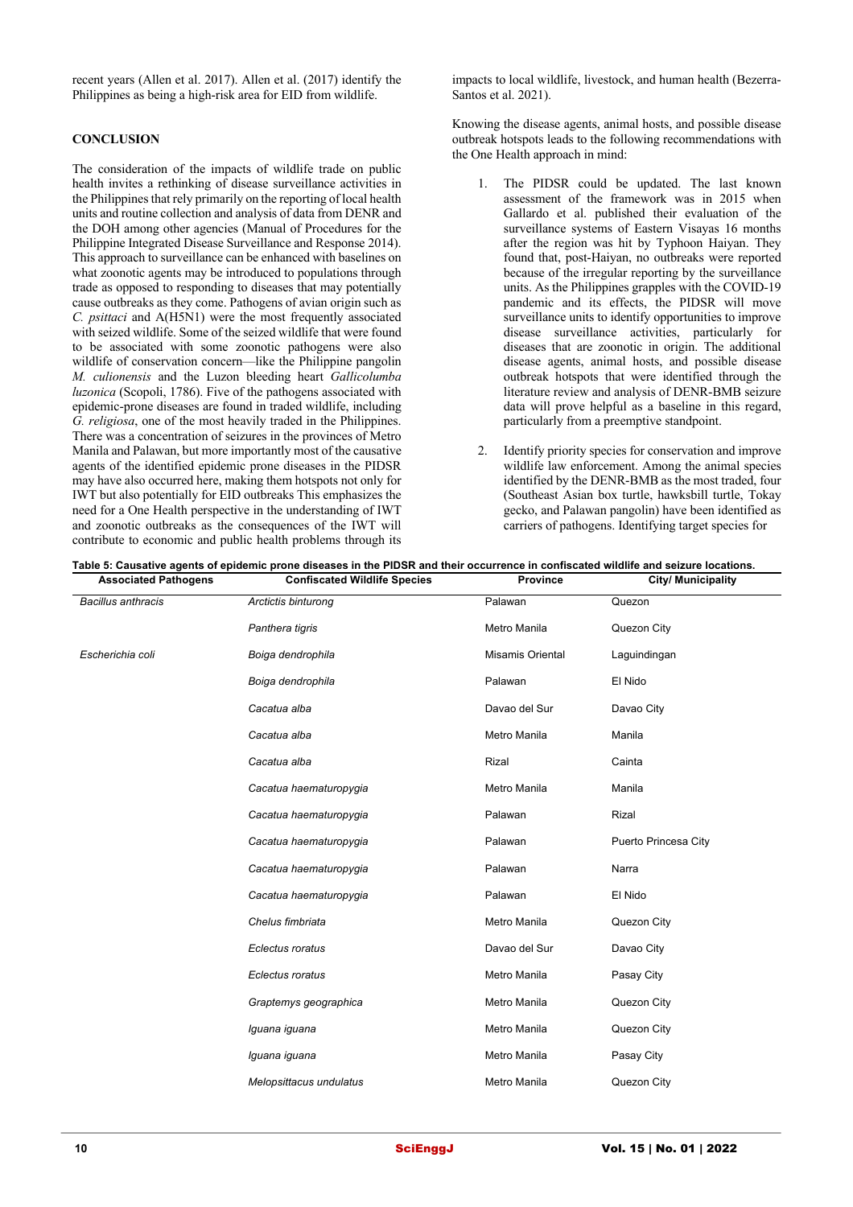recent years (Allen et al. 2017). Allen et al. (2017) identify the Philippines as being a high-risk area for EID from wildlife.

## CONCLUSION

The consideration of the impacts of wildlife trade on public health invites a rethinking of disease surveillance activities in the Philippines that rely primarily on the reporting of local health units and routine collection and analysis of data from DENR and the DOH among other agencies (Manual of Procedures for the Philippine Integrated Disease Surveillance and Response 2014). This approach to surveillance can be enhanced with baselines on what zoonotic agents may be introduced to populations through trade as opposed to responding to diseases that may potentially cause outbreaks as they come. Pathogens of avian origin such as *C. psittaci* and A(H5N1) were the most frequently associated with seized wildlife. Some of the seized wildlife that were found to be associated with some zoonotic pathogens were also wildlife of conservation concern—like the Philippine pangolin *M. culionensis* and the Luzon bleeding heart *Gallicolumba luzonica* (Scopoli, 1786). Five of the pathogens associated with epidemic-prone diseases are found in traded wildlife, including *G. religiosa*, one of the most heavily traded in the Philippines. There was a concentration of seizures in the provinces of Metro Manila and Palawan, but more importantly most of the causative agents of the identified epidemic prone diseases in the PIDSR may have also occurred here, making them hotspots not only for IWT but also potentially for EID outbreaks This emphasizes the need for a One Health perspective in the understanding of IWT and zoonotic outbreaks as the consequences of the IWT will contribute to economic and public health problems through its impacts to local wildlife, livestock, and human health (Bezerra-Santos et al. 2021).

Knowing the disease agents, animal hosts, and possible disease outbreak hotspots leads to the following recommendations with the One Health approach in mind:

1. The PIDSR could be updated. The last known assessment of the framework was in 2015 when Gallardo et al. published their evaluation of the surveillance systems of Eastern Visayas 16 months after the region was hit by Typhoon Haiyan. They found that, post-Haiyan, no outbreaks were reported because of the irregular reporting by the surveillance units. As the Philippines grapples with the COVID-19 pandemic and its effects, the PIDSR will move surveillance units to identify opportunities to improve disease surveillance activities, particularly for diseases that are zoonotic in origin. The additional disease agents, animal hosts, and possible disease outbreak hotspots that were identified through the literature review and analysis of DENR-BMB seizure data will prove helpful as a baseline in this regard, particularly from a preemptive standpoint.

2. Identify priority species for conservation and improve wildlife law enforcement. Among the animal species identified by the DENR-BMB as the most traded, four (Southeast Asian box turtle, hawksbill turtle, Tokay gecko, and Palawan pangolin) have been identified as carriers of pathogens. Identifying target species for

**Table 5: Causative agents of epidemic prone diseases in the PIDSR and their occurrence in confiscated wildlife and seizure locations.**

| Associated Pathogens | Confiscated Wildlife Species | Province | City/ Municipality |
|---|---|---|---|
| *Bacillus anthracis* | *Arctictis binturong* | Palawan | Quezon |
| | *Panthera tigris* | Metro Manila | Quezon City |
| *Escherichia coli* | *Boiga dendrophila* | Misamis Oriental | Laguindingan |
| | *Boiga dendrophila* | Palawan | El Nido |
| | *Cacatua alba* | Davao del Sur | Davao City |
| | *Cacatua alba* | Metro Manila | Manila |
| | *Cacatua alba* | Rizal | Cainta |
| | *Cacatua haematuropygia* | Metro Manila | Manila |
| | *Cacatua haematuropygia* | Palawan | Rizal |
| | *Cacatua haematuropygia* | Palawan | Puerto Princesa City |
| | *Cacatua haematuropygia* | Palawan | Narra |
| | *Cacatua haematuropygia* | Palawan | El Nido |
| | *Chelus fimbriata* | Metro Manila | Quezon City |
| | *Eclectus roratus* | Davao del Sur | Davao City |
| | *Eclectus roratus* | Metro Manila | Pasay City |
| | *Graptemys geographica* | Metro Manila | Quezon City |
| | *Iguana iguana* | Metro Manila | Quezon City |
| | *Iguana iguana* | Metro Manila | Pasay City |
| | *Melopsittacus undulatus* | Metro Manila | Quezon City |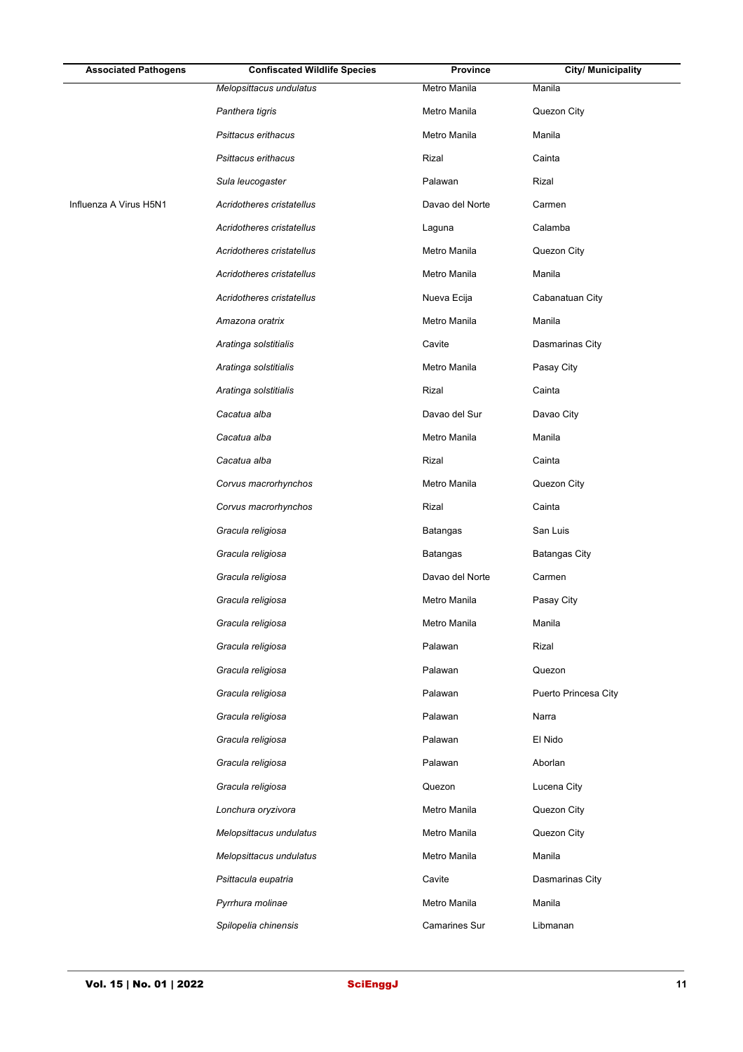| Associated Pathogens | Confiscated Wildlife Species | Province | City/ Municipality |
|---|---|---|---|
| | *Melopsittacus undulatus* | Metro Manila | Manila |
| | *Panthera tigris* | Metro Manila | Quezon City |
| | *Psittacus erithacus* | Metro Manila | Manila |
| | *Psittacus erithacus* | Rizal | Cainta |
| | *Sula leucogaster* | Palawan | Rizal |
| Influenza A Virus H5N1 | *Acridotheres cristatellus* | Davao del Norte | Carmen |
| | *Acridotheres cristatellus* | Laguna | Calamba |
| | *Acridotheres cristatellus* | Metro Manila | Quezon City |
| | *Acridotheres cristatellus* | Metro Manila | Manila |
| | *Acridotheres cristatellus* | Nueva Ecija | Cabanatuan City |
| | *Amazona oratrix* | Metro Manila | Manila |
| | *Aratinga solstitialis* | Cavite | Dasmarinas City |
| | *Aratinga solstitialis* | Metro Manila | Pasay City |
| | *Aratinga solstitialis* | Rizal | Cainta |
| | *Cacatua alba* | Davao del Sur | Davao City |
| | *Cacatua alba* | Metro Manila | Manila |
| | *Cacatua alba* | Rizal | Cainta |
| | *Corvus macrorhynchos* | Metro Manila | Quezon City |
| | *Corvus macrorhynchos* | Rizal | Cainta |
| | *Gracula religiosa* | Batangas | San Luis |
| | *Gracula religiosa* | Batangas | Batangas City |
| | *Gracula religiosa* | Davao del Norte | Carmen |
| | *Gracula religiosa* | Metro Manila | Pasay City |
| | *Gracula religiosa* | Metro Manila | Manila |
| | *Gracula religiosa* | Palawan | Rizal |
| | *Gracula religiosa* | Palawan | Quezon |
| | *Gracula religiosa* | Palawan | Puerto Princesa City |
| | *Gracula religiosa* | Palawan | Narra |
| | *Gracula religiosa* | Palawan | El Nido |
| | *Gracula religiosa* | Palawan | Aborlan |
| | *Gracula religiosa* | Quezon | Lucena City |
| | *Lonchura oryzivora* | Metro Manila | Quezon City |
| | *Melopsittacus undulatus* | Metro Manila | Quezon City |
| | *Melopsittacus undulatus* | Metro Manila | Manila |
| | *Psittacula eupatria* | Cavite | Dasmarinas City |
| | *Pyrrhura molinae* | Metro Manila | Manila |
| | *Spilopelia chinensis* | Camarines Sur | Libmanan |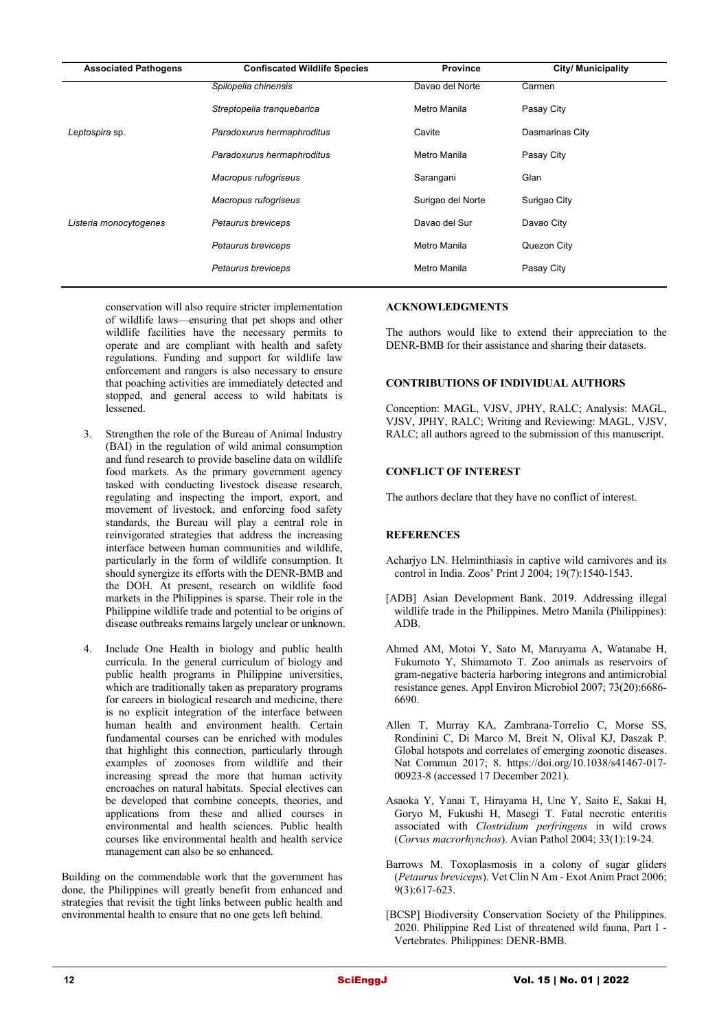| Associated Pathogens | Confiscated Wildlife Species | Province | City/ Municipality |
|---|---|---|---|
| | *Spilopelia chinensis* | Davao del Norte | Carmen |
| | *Streptopelia tranquebarica* | Metro Manila | Pasay City |
| *Leptospira* sp. | *Paradoxurus hermaphroditus* | Cavite | Dasmarinas City |
| | *Paradoxurus hermaphroditus* | Metro Manila | Pasay City |
| | *Macropus rufogriseus* | Sarangani | Glan |
| | *Macropus rufogriseus* | Surigao del Norte | Surigao City |
| *Listeria monocytogenes* | *Petaurus breviceps* | Davao del Sur | Davao City |
| | *Petaurus breviceps* | Metro Manila | Quezon City |
| | *Petaurus breviceps* | Metro Manila | Pasay City |

conservation will also require stricter implementation of wildlife laws—ensuring that pet shops and other wildlife facilities have the necessary permits to operate and are compliant with health and safety regulations. Funding and support for wildlife law enforcement and rangers is also necessary to ensure that poaching activities are immediately detected and stopped, and general access to wild habitats is lessened.

3. Strengthen the role of the Bureau of Animal Industry (BAI) in the regulation of wild animal consumption and fund research to provide baseline data on wildlife food markets. As the primary government agency tasked with conducting livestock disease research, regulating and inspecting the import, export, and movement of livestock, and enforcing food safety standards, the Bureau will play a central role in reinvigorated strategies that address the increasing interface between human communities and wildlife, particularly in the form of wildlife consumption. It should synergize its efforts with the DENR-BMB and the DOH. At present, research on wildlife food markets in the Philippines is sparse. Their role in the Philippine wildlife trade and potential to be origins of disease outbreaks remains largely unclear or unknown.

4. Include One Health in biology and public health curricula. In the general curriculum of biology and public health programs in Philippine universities, which are traditionally taken as preparatory programs for careers in biological research and medicine, there is no explicit integration of the interface between human health and environment health. Certain fundamental courses can be enriched with modules that highlight this connection, particularly through examples of zoonoses from wildlife and their increasing spread as the more that human activity encroaches on natural habitats. Special electives can be developed that combine concepts, theories, and applications from these and allied courses in environmental and health sciences. Public health courses like environmental health and health service management can also be so enhanced.

Building on the commendable work that the government has done, the Philippines will greatly benefit from enhanced and strategies that revisit the tight links between public health and environmental health to ensure that no one gets left behind.

## ACKNOWLEDGMENTS

The authors would like to extend their appreciation to the DENR-BMB for their assistance and sharing their datasets.

## CONTRIBUTIONS OF INDIVIDUAL AUTHORS

Conception: MAGL, VJSV, JPHY, RALC; Analysis: MAGL, VJSV, JPHY, RALC; Writing and Reviewing: MAGL, VJSV, RALC; all authors agreed to the submission of this manuscript.

## CONFLICT OF INTEREST

The authors declare that they have no conflict of interest.

## REFERENCES

Acharjyo LN. Helminthiasis in captive wild carnivores and its control in India. Zoos' Print J 2004; 19(7):1540-1543.

[ADB] Asian Development Bank. 2019. Addressing illegal wildlife trade in the Philippines. Metro Manila (Philippines): ADB.

Ahmed AM, Motoi Y, Sato M, Maruyama A, Watanabe H, Fukumoto Y, Shimamoto T. Zoo animals as reservoirs of gram-negative bacteria harboring integrons and antimicrobial resistance genes. Appl Environ Microbiol 2007; 73(20):6686-6690.

Allen T, Murray KA, Zambrana-Torrelio C, Morse SS, Rondinini C, Di Marco M, Breit N, Olival KJ, Daszak P. Global hotspots and correlates of emerging zoonotic diseases. Nat Commun 2017; 8. https://doi.org/10.1038/s41467-017-00923-8 (accessed 17 December 2021).

Asaoka Y, Yanai T, Hirayama H, Une Y, Saito E, Sakai H, Goryo M, Fukushi H, Masegi T. Fatal necrotic enteritis associated with *Clostridium perfringens* in wild crows (*Corvus macrorhynchos*). Avian Pathol 2004; 33(1):19-24.

Barrows M. Toxoplasmosis in a colony of sugar gliders (*Petaurus breviceps*). Vet Clin N Am - Exot Anim Pract 2006; 9(3):617-623.

[BCSP] Biodiversity Conservation Society of the Philippines. 2020. Philippine Red List of threatened wild fauna, Part I - Vertebrates. Philippines: DENR-BMB.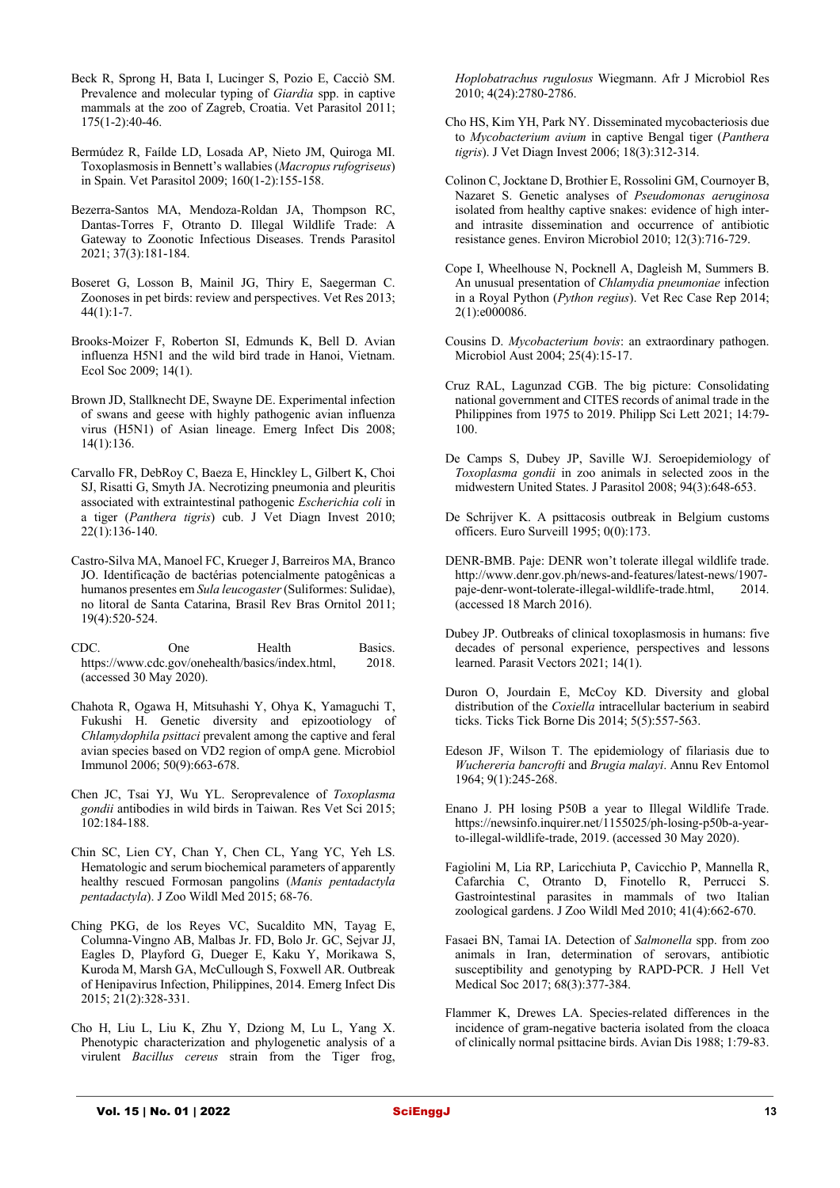Beck R, Sprong H, Bata I, Lucinger S, Pozio E, Cacciò SM. Prevalence and molecular typing of *Giardia* spp. in captive mammals at the zoo of Zagreb, Croatia. Vet Parasitol 2011; 175(1-2):40-46.

Bermúdez R, Faílde LD, Losada AP, Nieto JM, Quiroga MI. Toxoplasmosis in Bennett's wallabies (*Macropus rufogriseus*) in Spain. Vet Parasitol 2009; 160(1-2):155-158.

Bezerra-Santos MA, Mendoza-Roldan JA, Thompson RC, Dantas-Torres F, Otranto D. Illegal Wildlife Trade: A Gateway to Zoonotic Infectious Diseases. Trends Parasitol 2021; 37(3):181-184.

Boseret G, Losson B, Mainil JG, Thiry E, Saegerman C. Zoonoses in pet birds: review and perspectives. Vet Res 2013; 44(1):1-7.

Brooks-Moizer F, Roberton SI, Edmunds K, Bell D. Avian influenza H5N1 and the wild bird trade in Hanoi, Vietnam. Ecol Soc 2009; 14(1).

Brown JD, Stallknecht DE, Swayne DE. Experimental infection of swans and geese with highly pathogenic avian influenza virus (H5N1) of Asian lineage. Emerg Infect Dis 2008; 14(1):136.

Carvallo FR, DebRoy C, Baeza E, Hinckley L, Gilbert K, Choi SJ, Risatti G, Smyth JA. Necrotizing pneumonia and pleuritis associated with extraintestinal pathogenic *Escherichia coli* in a tiger (*Panthera tigris*) cub. J Vet Diagn Invest 2010; 22(1):136-140.

Castro-Silva MA, Manoel FC, Krueger J, Barreiros MA, Branco JO. Identificação de bactérias potencialmente patogênicas a humanos presentes em *Sula leucogaster* (Suliformes: Sulidae), no litoral de Santa Catarina, Brasil Rev Bras Ornitol 2011; 19(4):520-524.

CDC. One Health Basics. https://www.cdc.gov/onehealth/basics/index.html, 2018. (accessed 30 May 2020).

Chahota R, Ogawa H, Mitsuhashi Y, Ohya K, Yamaguchi T, Fukushi H. Genetic diversity and epizootiology of *Chlamydophila psittaci* prevalent among the captive and feral avian species based on VD2 region of ompA gene. Microbiol Immunol 2006; 50(9):663-678.

Chen JC, Tsai YJ, Wu YL. Seroprevalence of *Toxoplasma gondii* antibodies in wild birds in Taiwan. Res Vet Sci 2015; 102:184-188.

Chin SC, Lien CY, Chan Y, Chen CL, Yang YC, Yeh LS. Hematologic and serum biochemical parameters of apparently healthy rescued Formosan pangolins (*Manis pentadactyla pentadactyla*). J Zoo Wildl Med 2015; 68-76.

Ching PKG, de los Reyes VC, Sucaldito MN, Tayag E, Columna-Vingno AB, Malbas Jr. FD, Bolo Jr. GC, Sejvar JJ, Eagles D, Playford G, Dueger E, Kaku Y, Morikawa S, Kuroda M, Marsh GA, McCullough S, Foxwell AR. Outbreak of Henipavirus Infection, Philippines, 2014. Emerg Infect Dis 2015; 21(2):328-331.

Cho H, Liu L, Liu K, Zhu Y, Dziong M, Lu L, Yang X. Phenotypic characterization and phylogenetic analysis of a virulent *Bacillus cereus* strain from the Tiger frog, *Hoplobatrachus rugulosus* Wiegmann. Afr J Microbiol Res 2010; 4(24):2780-2786.

Cho HS, Kim YH, Park NY. Disseminated mycobacteriosis due to *Mycobacterium avium* in captive Bengal tiger (*Panthera tigris*). J Vet Diagn Invest 2006; 18(3):312-314.

Colinon C, Jocktane D, Brothier E, Rossolini GM, Cournoyer B, Nazaret S. Genetic analyses of *Pseudomonas aeruginosa* isolated from healthy captive snakes: evidence of high inter- and intrasite dissemination and occurrence of antibiotic resistance genes. Environ Microbiol 2010; 12(3):716-729.

Cope I, Wheelhouse N, Pocknell A, Dagleish M, Summers B. An unusual presentation of *Chlamydia pneumoniae* infection in a Royal Python (*Python regius*). Vet Rec Case Rep 2014; 2(1):e000086.

Cousins D. *Mycobacterium bovis*: an extraordinary pathogen. Microbiol Aust 2004; 25(4):15-17.

Cruz RAL, Lagunzad CGB. The big picture: Consolidating national government and CITES records of animal trade in the Philippines from 1975 to 2019. Philipp Sci Lett 2021; 14:79-100.

De Camps S, Dubey JP, Saville WJ. Seroepidemiology of *Toxoplasma gondii* in zoo animals in selected zoos in the midwestern United States. J Parasitol 2008; 94(3):648-653.

De Schrijver K. A psittacosis outbreak in Belgium customs officers. Euro Surveill 1995; 0(0):173.

DENR-BMB. Paje: DENR won't tolerate illegal wildlife trade. http://www.denr.gov.ph/news-and-features/latest-news/1907-paje-denr-wont-tolerate-illegal-wildlife-trade.html, 2014. (accessed 18 March 2016).

Dubey JP. Outbreaks of clinical toxoplasmosis in humans: five decades of personal experience, perspectives and lessons learned. Parasit Vectors 2021; 14(1).

Duron O, Jourdain E, McCoy KD. Diversity and global distribution of the *Coxiella* intracellular bacterium in seabird ticks. Ticks Tick Borne Dis 2014; 5(5):557-563.

Edeson JF, Wilson T. The epidemiology of filariasis due to *Wuchereria bancrofti* and *Brugia malayi*. Annu Rev Entomol 1964; 9(1):245-268.

Enano J. PH losing P50B a year to Illegal Wildlife Trade. https://newsinfo.inquirer.net/1155025/ph-losing-p50b-a-year-to-illegal-wildlife-trade, 2019. (accessed 30 May 2020).

Fagiolini M, Lia RP, Laricchiuta P, Cavicchio P, Mannella R, Cafarchia C, Otranto D, Finotello R, Perrucci S. Gastrointestinal parasites in mammals of two Italian zoological gardens. J Zoo Wildl Med 2010; 41(4):662-670.

Fasaei BN, Tamai IA. Detection of *Salmonella* spp. from zoo animals in Iran, determination of serovars, antibiotic susceptibility and genotyping by RAPD-PCR. J Hell Vet Medical Soc 2017; 68(3):377-384.

Flammer K, Drewes LA. Species-related differences in the incidence of gram-negative bacteria isolated from the cloaca of clinically normal psittacine birds. Avian Dis 1988; 1:79-83.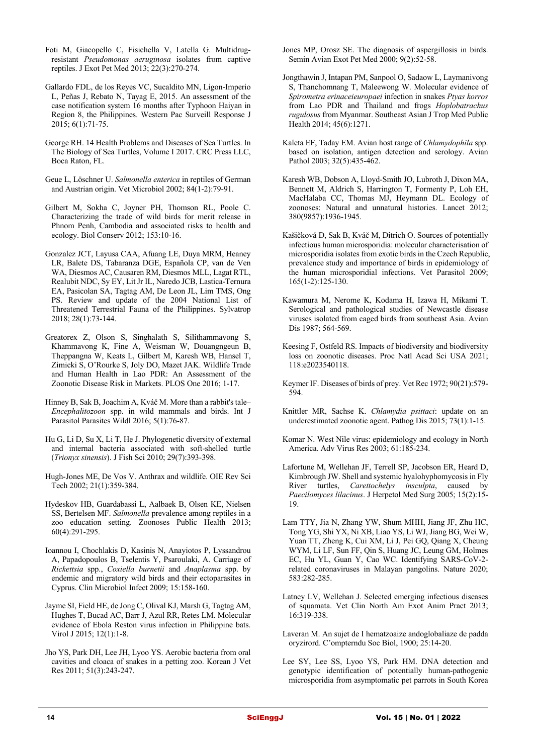Foti M, Giacopello C, Fisichella V, Latella G. Multidrug-resistant *Pseudomonas aeruginosa* isolates from captive reptiles. J Exot Pet Med 2013; 22(3):270-274.

Gallardo FDL, de los Reyes VC, Sucaldito MN, Ligon-Imperio L, Peñas J, Rebato N, Tayag E, 2015. An assessment of the case notification system 16 months after Typhoon Haiyan in Region 8, the Philippines. Western Pac Surveill Response J 2015; 6(1):71-75.

George RH. 14 Health Problems and Diseases of Sea Turtles. In The Biology of Sea Turtles, Volume I 2017. CRC Press LLC, Boca Raton, FL.

Geue L, Löschner U. *Salmonella enterica* in reptiles of German and Austrian origin. Vet Microbiol 2002; 84(1-2):79-91.

Gilbert M, Sokha C, Joyner PH, Thomson RL, Poole C. Characterizing the trade of wild birds for merit release in Phnom Penh, Cambodia and associated risks to health and ecology. Biol Conserv 2012; 153:10-16.

Gonzalez JCT, Layusa CAA, Afuang LE, Duya MRM, Heaney LR, Balete DS, Tabaranza DGE, Española CP, van de Ven WA, Diesmos AC, Causaren RM, Diesmos MLL, Lagat RTL, Realubit NDC, Sy EY, Lit Jr IL, Naredo JCB, Lastica-Ternura EA, Pasicolan SA, Tagtag AM, De Leon JL, Lim TMS, Ong PS. Review and update of the 2004 National List of Threatened Terrestrial Fauna of the Philippines. Sylvatrop 2018; 28(1):73-144.

Greatorex Z, Olson S, Singhalath S, Silithammavong S, Khammavong K, Fine A, Weisman W, Douangngeun B, Theppangna W, Keats L, Gilbert M, Karesh WB, Hansel T, Zimicki S, O'Rourke S, Joly DO, Mazet JAK. Wildlife Trade and Human Health in Lao PDR: An Assessment of the Zoonotic Disease Risk in Markets. PLOS One 2016; 1-17.

Hinney B, Sak B, Joachim A, Kváč M. More than a rabbit's tale– *Encephalitozoon* spp. in wild mammals and birds. Int J Parasitol Parasites Wildl 2016; 5(1):76-87.

Hu G, Li D, Su X, Li T, He J. Phylogenetic diversity of external and internal bacteria associated with soft-shelled turtle (*Trionyx sinensis*). J Fish Sci 2010; 29(7):393-398.

Hugh-Jones ME, De Vos V. Anthrax and wildlife. OIE Rev Sci Tech 2002; 21(1):359-384.

Hydeskov HB, Guardabassi L, Aalbaek B, Olsen KE, Nielsen SS, Bertelsen MF. *Salmonella* prevalence among reptiles in a zoo education setting. Zoonoses Public Health 2013; 60(4):291-295.

Ioannou I, Chochlakis D, Kasinis N, Anayiotos P, Lyssandrou A, Papadopoulos B, Tselentis Y, Psaroulaki, A. Carriage of *Rickettsia* spp., *Coxiella burnetii* and *Anaplasma* spp. by endemic and migratory wild birds and their ectoparasites in Cyprus. Clin Microbiol Infect 2009; 15:158-160.

Jayme SI, Field HE, de Jong C, Olival KJ, Marsh G, Tagtag AM, Hughes T, Bucad AC, Barr J, Azul RR, Retes LM. Molecular evidence of Ebola Reston virus infection in Philippine bats. Virol J 2015; 12(1):1-8.

Jho YS, Park DH, Lee JH, Lyoo YS. Aerobic bacteria from oral cavities and cloaca of snakes in a petting zoo. Korean J Vet Res 2011; 51(3):243-247.

Jones MP, Orosz SE. The diagnosis of aspergillosis in birds. Semin Avian Exot Pet Med 2000; 9(2):52-58.

Jongthawin J, Intapan PM, Sanpool O, Sadaow L, Laymanivong S, Thanchomnang T, Maleewong W. Molecular evidence of *Spirometra erinaceieuropaei* infection in snakes *Ptyas korros* from Lao PDR and Thailand and frogs *Hoplobatrachus rugulosus* from Myanmar. Southeast Asian J Trop Med Public Health 2014; 45(6):1271.

Kaleta EF, Taday EM. Avian host range of *Chlamydophila* spp. based on isolation, antigen detection and serology. Avian Pathol 2003; 32(5):435-462.

Karesh WB, Dobson A, Lloyd-Smith JO, Lubroth J, Dixon MA, Bennett M, Aldrich S, Harrington T, Formenty P, Loh EH, MacHalaba CC, Thomas MJ, Heymann DL. Ecology of zoonoses: Natural and unnatural histories. Lancet 2012; 380(9857):1936-1945.

Kašičková D, Sak B, Kváč M, Ditrich O. Sources of potentially infectious human microsporidia: molecular characterisation of microsporidia isolates from exotic birds in the Czech Republic, prevalence study and importance of birds in epidemiology of the human microsporidial infections. Vet Parasitol 2009; 165(1-2):125-130.

Kawamura M, Nerome K, Kodama H, Izawa H, Mikami T. Serological and pathological studies of Newcastle disease viruses isolated from caged birds from southeast Asia. Avian Dis 1987; 564-569.

Keesing F, Ostfeld RS. Impacts of biodiversity and biodiversity loss on zoonotic diseases. Proc Natl Acad Sci USA 2021; 118:e2023540118.

Keymer IF. Diseases of birds of prey. Vet Rec 1972; 90(21):579-594.

Knittler MR, Sachse K. *Chlamydia psittaci*: update on an underestimated zoonotic agent. Pathog Dis 2015; 73(1):1-15.

Komar N. West Nile virus: epidemiology and ecology in North America. Adv Virus Res 2003; 61:185-234.

Lafortune M, Wellehan JF, Terrell SP, Jacobson ER, Heard D, Kimbrough JW. Shell and systemic hyalohyphomycosis in Fly River turtles, *Carettochelys insculpta*, caused by *Paecilomyces lilacinus*. J Herpetol Med Surg 2005; 15(2):15-19.

Lam TTY, Jia N, Zhang YW, Shum MHH, Jiang JF, Zhu HC, Tong YG, Shi YX, Ni XB, Liao YS, Li WJ, Jiang BG, Wei W, Yuan TT, Zheng K, Cui XM, Li J, Pei GQ, Qiang X, Cheung WYM, Li LF, Sun FF, Qin S, Huang JC, Leung GM, Holmes EC, Hu YL, Guan Y, Cao WC. Identifying SARS-CoV-2-related coronaviruses in Malayan pangolins. Nature 2020; 583:282-285.

Latney LV, Wellehan J. Selected emerging infectious diseases of squamata. Vet Clin North Am Exot Anim Pract 2013; 16:319-338.

Laveran M. An sujet de I hematzoaize andoglobaliaze de padda oryzirord. C'ompterndu Soc Biol, 1900; 25:14-20.

Lee SY, Lee SS, Lyoo YS, Park HM. DNA detection and genotypic identification of potentially human-pathogenic microsporidia from asymptomatic pet parrots in South Korea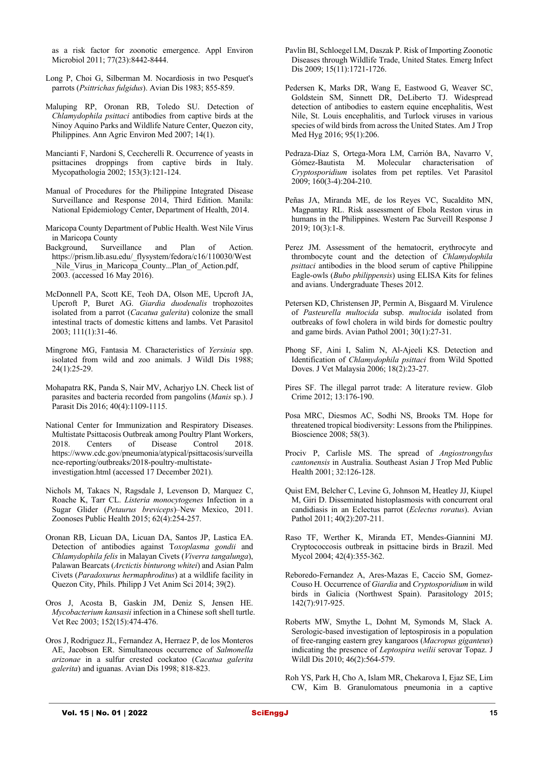as a risk factor for zoonotic emergence. Appl Environ Microbiol 2011; 77(23):8442-8444.

Long P, Choi G, Silberman M. Nocardiosis in two Pesquet's parrots (*Psittrichas fulgidus*). Avian Dis 1983; 855-859.

Maluping RP, Oronan RB, Toledo SU. Detection of *Chlamydophila psittaci* antibodies from captive birds at the Ninoy Aquino Parks and Wildlife Nature Center, Quezon city, Philippines. Ann Agric Environ Med 2007; 14(1).

Mancianti F, Nardoni S, Ceccherelli R. Occurrence of yeasts in psittacines droppings from captive birds in Italy. Mycopathologia 2002; 153(3):121-124.

Manual of Procedures for the Philippine Integrated Disease Surveillance and Response 2014, Third Edition. Manila: National Epidemiology Center, Department of Health, 2014.

Maricopa County Department of Public Health. West Nile Virus in Maricopa County Background, Surveillance and Plan of Action. https://prism.lib.asu.edu/_flysystem/fedora/c16/110030/West_Nile_Virus_in_Maricopa_County...Plan_of_Action.pdf, 2003. (accessed 16 May 2016).

McDonnell PA, Scott KE, Teoh DA, Olson ME, Upcroft JA, Upcroft P, Buret AG. *Giardia duodenalis* trophozoites isolated from a parrot (*Cacatua galerita*) colonize the small intestinal tracts of domestic kittens and lambs. Vet Parasitol 2003; 111(1):31-46.

Mingrone MG, Fantasia M. Characteristics of *Yersinia* spp. isolated from wild and zoo animals. J Wildl Dis 1988; 24(1):25-29.

Mohapatra RK, Panda S, Nair MV, Acharjyo LN. Check list of parasites and bacteria recorded from pangolins (*Manis* sp.). J Parasit Dis 2016; 40(4):1109-1115.

National Center for Immunization and Respiratory Diseases. Multistate Psittacosis Outbreak among Poultry Plant Workers, 2018. Centers of Disease Control 2018. https://www.cdc.gov/pneumonia/atypical/psittacosis/surveillance-reporting/outbreaks/2018-poultry-multistate-investigation.html (accessed 17 December 2021).

Nichols M, Takacs N, Ragsdale J, Levenson D, Marquez C, Roache K, Tarr CL. *Listeria monocytogenes* Infection in a Sugar Glider (*Petaurus breviceps*)–New Mexico, 2011. Zoonoses Public Health 2015; 62(4):254-257.

Oronan RB, Licuan DA, Licuan DA, Santos JP, Lastica EA. Detection of antibodies against T*oxoplasma gondii* and *Chlamydophila felis* in Malayan Civets (*Viverra tangalunga*), Palawan Bearcats (*Arctictis binturong whitei*) and Asian Palm Civets (*Paradoxurus hermaphroditus*) at a wildlife facility in Quezon City, Phils. Philipp J Vet Anim Sci 2014; 39(2).

Oros J, Acosta B, Gaskin JM, Deniz S, Jensen HE. *Mycobacterium kansasii* infection in a Chinese soft shell turtle. Vet Rec 2003; 152(15):474-476.

Oros J, Rodriguez JL, Fernandez A, Herraez P, de los Monteros AE, Jacobson ER. Simultaneous occurrence of *Salmonella arizonae* in a sulfur crested cockatoo (*Cacatua galerita galerita*) and iguanas. Avian Dis 1998; 818-823.

Pavlin BI, Schloegel LM, Daszak P. Risk of Importing Zoonotic Diseases through Wildlife Trade, United States. Emerg Infect Dis 2009; 15(11):1721-1726.

Pedersen K, Marks DR, Wang E, Eastwood G, Weaver SC, Goldstein SM, Sinnett DR, DeLiberto TJ. Widespread detection of antibodies to eastern equine encephalitis, West Nile, St. Louis encephalitis, and Turlock viruses in various species of wild birds from across the United States. Am J Trop Med Hyg 2016; 95(1):206.

Pedraza-Díaz S, Ortega-Mora LM, Carrión BA, Navarro V, Gómez-Bautista M. Molecular characterisation of *Cryptosporidium* isolates from pet reptiles. Vet Parasitol 2009; 160(3-4):204-210.

Peñas JA, Miranda ME, de los Reyes VC, Sucaldito MN, Magpantay RL. Risk assessment of Ebola Reston virus in humans in the Philippines. Western Pac Surveill Response J 2019; 10(3):1-8.

Perez JM. Assessment of the hematocrit, erythrocyte and thrombocyte count and the detection of *Chlamydophila psittaci* antibodies in the blood serum of captive Philippine Eagle-owls (*Bubo philippensis*) using ELISA Kits for felines and avians. Undergraduate Theses 2012.

Petersen KD, Christensen JP, Permin A, Bisgaard M. Virulence of *Pasteurella multocida* subsp. *multocida* isolated from outbreaks of fowl cholera in wild birds for domestic poultry and game birds. Avian Pathol 2001; 30(1):27-31.

Phong SF, Aini I, Salim N, Al-Ajeeli KS. Detection and Identification of *Chlamydophila psittaci* from Wild Spotted Doves. J Vet Malaysia 2006; 18(2):23-27.

Pires SF. The illegal parrot trade: A literature review. Glob Crime 2012; 13:176-190.

Posa MRC, Diesmos AC, Sodhi NS, Brooks TM. Hope for threatened tropical biodiversity: Lessons from the Philippines. Bioscience 2008; 58(3).

Prociv P, Carlisle MS. The spread of *Angiostrongylus cantonensis* in Australia. Southeast Asian J Trop Med Public Health 2001; 32:126-128.

Quist EM, Belcher C, Levine G, Johnson M, Heatley JJ, Kiupel M, Giri D. Disseminated histoplasmosis with concurrent oral candidiasis in an Eclectus parrot (*Eclectus roratus*). Avian Pathol 2011; 40(2):207-211.

Raso TF, Werther K, Miranda ET, Mendes-Giannini MJ. Cryptococcosis outbreak in psittacine birds in Brazil. Med Mycol 2004; 42(4):355-362.

Reboredo-Fernandez A, Ares-Mazas E, Caccio SM, Gomez-Couso H. Occurrence of *Giardia* and *Cryptosporidium* in wild birds in Galicia (Northwest Spain). Parasitology 2015; 142(7):917-925.

Roberts MW, Smythe L, Dohnt M, Symonds M, Slack A. Serologic-based investigation of leptospirosis in a population of free-ranging eastern grey kangaroos (*Macropus giganteus*) indicating the presence of *Leptospira weilii* serovar Topaz. J Wildl Dis 2010; 46(2):564-579.

Roh YS, Park H, Cho A, Islam MR, Chekarova I, Ejaz SE, Lim CW, Kim B. Granulomatous pneumonia in a captive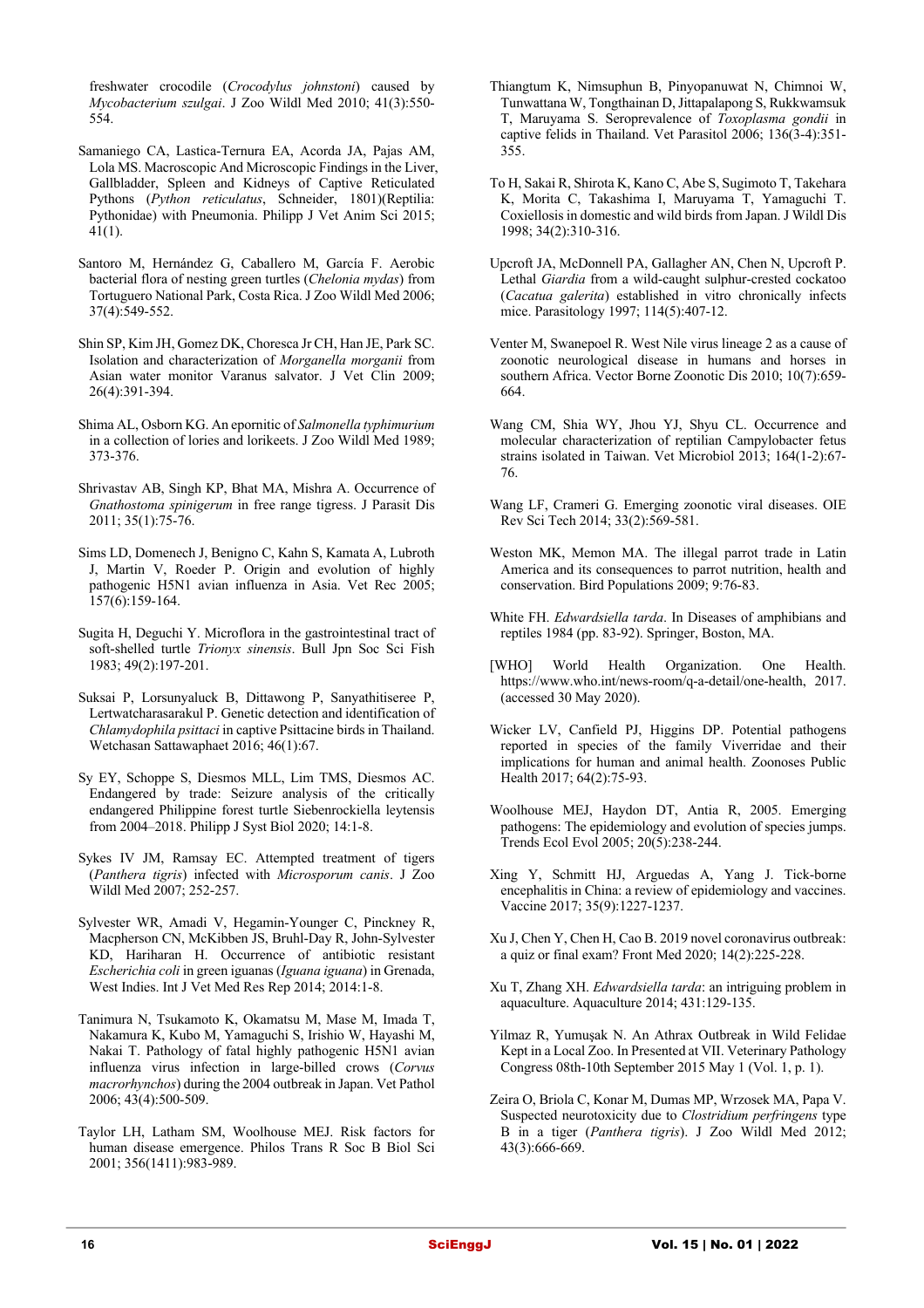freshwater crocodile (*Crocodylus johnstoni*) caused by *Mycobacterium szulgai*. J Zoo Wildl Med 2010; 41(3):550-554.

Samaniego CA, Lastica-Ternura EA, Acorda JA, Pajas AM, Lola MS. Macroscopic And Microscopic Findings in the Liver, Gallbladder, Spleen and Kidneys of Captive Reticulated Pythons (*Python reticulatus*, Schneider, 1801)(Reptilia: Pythonidae) with Pneumonia. Philipp J Vet Anim Sci 2015; 41(1).

Santoro M, Hernández G, Caballero M, García F. Aerobic bacterial flora of nesting green turtles (*Chelonia mydas*) from Tortuguero National Park, Costa Rica. J Zoo Wildl Med 2006; 37(4):549-552.

Shin SP, Kim JH, Gomez DK, Choresca Jr CH, Han JE, Park SC. Isolation and characterization of *Morganella morganii* from Asian water monitor Varanus salvator. J Vet Clin 2009; 26(4):391-394.

Shima AL, Osborn KG. An epornitic of *Salmonella typhimurium* in a collection of lories and lorikeets. J Zoo Wildl Med 1989; 373-376.

Shrivastav AB, Singh KP, Bhat MA, Mishra A. Occurrence of *Gnathostoma spinigerum* in free range tigress. J Parasit Dis 2011; 35(1):75-76.

Sims LD, Domenech J, Benigno C, Kahn S, Kamata A, Lubroth J, Martin V, Roeder P. Origin and evolution of highly pathogenic H5N1 avian influenza in Asia. Vet Rec 2005; 157(6):159-164.

Sugita H, Deguchi Y. Microflora in the gastrointestinal tract of soft-shelled turtle *Trionyx sinensis*. Bull Jpn Soc Sci Fish 1983; 49(2):197-201.

Suksai P, Lorsunyaluck B, Dittawong P, Sanyathitiseree P, Lertwatcharasarakul P. Genetic detection and identification of *Chlamydophila psittaci* in captive Psittacine birds in Thailand. Wetchasan Sattawaphaet 2016; 46(1):67.

Sy EY, Schoppe S, Diesmos MLL, Lim TMS, Diesmos AC. Endangered by trade: Seizure analysis of the critically endangered Philippine forest turtle Siebenrockiella leytensis from 2004–2018. Philipp J Syst Biol 2020; 14:1-8.

Sykes IV JM, Ramsay EC. Attempted treatment of tigers (*Panthera tigris*) infected with *Microsporum canis*. J Zoo Wildl Med 2007; 252-257.

Sylvester WR, Amadi V, Hegamin-Younger C, Pinckney R, Macpherson CN, McKibben JS, Bruhl-Day R, John-Sylvester KD, Hariharan H. Occurrence of antibiotic resistant *Escherichia coli* in green iguanas (*Iguana iguana*) in Grenada, West Indies. Int J Vet Med Res Rep 2014; 2014:1-8.

Tanimura N, Tsukamoto K, Okamatsu M, Mase M, Imada T, Nakamura K, Kubo M, Yamaguchi S, Irishio W, Hayashi M, Nakai T. Pathology of fatal highly pathogenic H5N1 avian influenza virus infection in large-billed crows (*Corvus macrorhynchos*) during the 2004 outbreak in Japan. Vet Pathol 2006; 43(4):500-509.

Taylor LH, Latham SM, Woolhouse MEJ. Risk factors for human disease emergence. Philos Trans R Soc B Biol Sci 2001; 356(1411):983-989.

Thiangtum K, Nimsuphun B, Pinyopanuwat N, Chimnoi W, Tunwattana W, Tongthainan D, Jittapalapong S, Rukkwamsuk T, Maruyama S. Seroprevalence of *Toxoplasma gondii* in captive felids in Thailand. Vet Parasitol 2006; 136(3-4):351-355.

To H, Sakai R, Shirota K, Kano C, Abe S, Sugimoto T, Takehara K, Morita C, Takashima I, Maruyama T, Yamaguchi T. Coxiellosis in domestic and wild birds from Japan. J Wildl Dis 1998; 34(2):310-316.

Upcroft JA, McDonnell PA, Gallagher AN, Chen N, Upcroft P. Lethal *Giardia* from a wild-caught sulphur-crested cockatoo (*Cacatua galerita*) established in vitro chronically infects mice. Parasitology 1997; 114(5):407-12.

Venter M, Swanepoel R. West Nile virus lineage 2 as a cause of zoonotic neurological disease in humans and horses in southern Africa. Vector Borne Zoonotic Dis 2010; 10(7):659-664.

Wang CM, Shia WY, Jhou YJ, Shyu CL. Occurrence and molecular characterization of reptilian Campylobacter fetus strains isolated in Taiwan. Vet Microbiol 2013; 164(1-2):67-76.

Wang LF, Crameri G. Emerging zoonotic viral diseases. OIE Rev Sci Tech 2014; 33(2):569-581.

Weston MK, Memon MA. The illegal parrot trade in Latin America and its consequences to parrot nutrition, health and conservation. Bird Populations 2009; 9:76-83.

White FH. *Edwardsiella tarda*. In Diseases of amphibians and reptiles 1984 (pp. 83-92). Springer, Boston, MA.

[WHO] World Health Organization. One Health. https://www.who.int/news-room/q-a-detail/one-health, 2017. (accessed 30 May 2020).

Wicker LV, Canfield PJ, Higgins DP. Potential pathogens reported in species of the family Viverridae and their implications for human and animal health. Zoonoses Public Health 2017; 64(2):75-93.

Woolhouse MEJ, Haydon DT, Antia R, 2005. Emerging pathogens: The epidemiology and evolution of species jumps. Trends Ecol Evol 2005; 20(5):238-244.

Xing Y, Schmitt HJ, Arguedas A, Yang J. Tick-borne encephalitis in China: a review of epidemiology and vaccines. Vaccine 2017; 35(9):1227-1237.

Xu J, Chen Y, Chen H, Cao B. 2019 novel coronavirus outbreak: a quiz or final exam? Front Med 2020; 14(2):225-228.

Xu T, Zhang XH. *Edwardsiella tarda*: an intriguing problem in aquaculture. Aquaculture 2014; 431:129-135.

Yilmaz R, Yumuşak N. An Athrax Outbreak in Wild Felidae Kept in a Local Zoo. In Presented at VII. Veterinary Pathology Congress 08th-10th September 2015 May 1 (Vol. 1, p. 1).

Zeira O, Briola C, Konar M, Dumas MP, Wrzosek MA, Papa V. Suspected neurotoxicity due to *Clostridium perfringens* type B in a tiger (*Panthera tigris*). J Zoo Wildl Med 2012; 43(3):666-669.